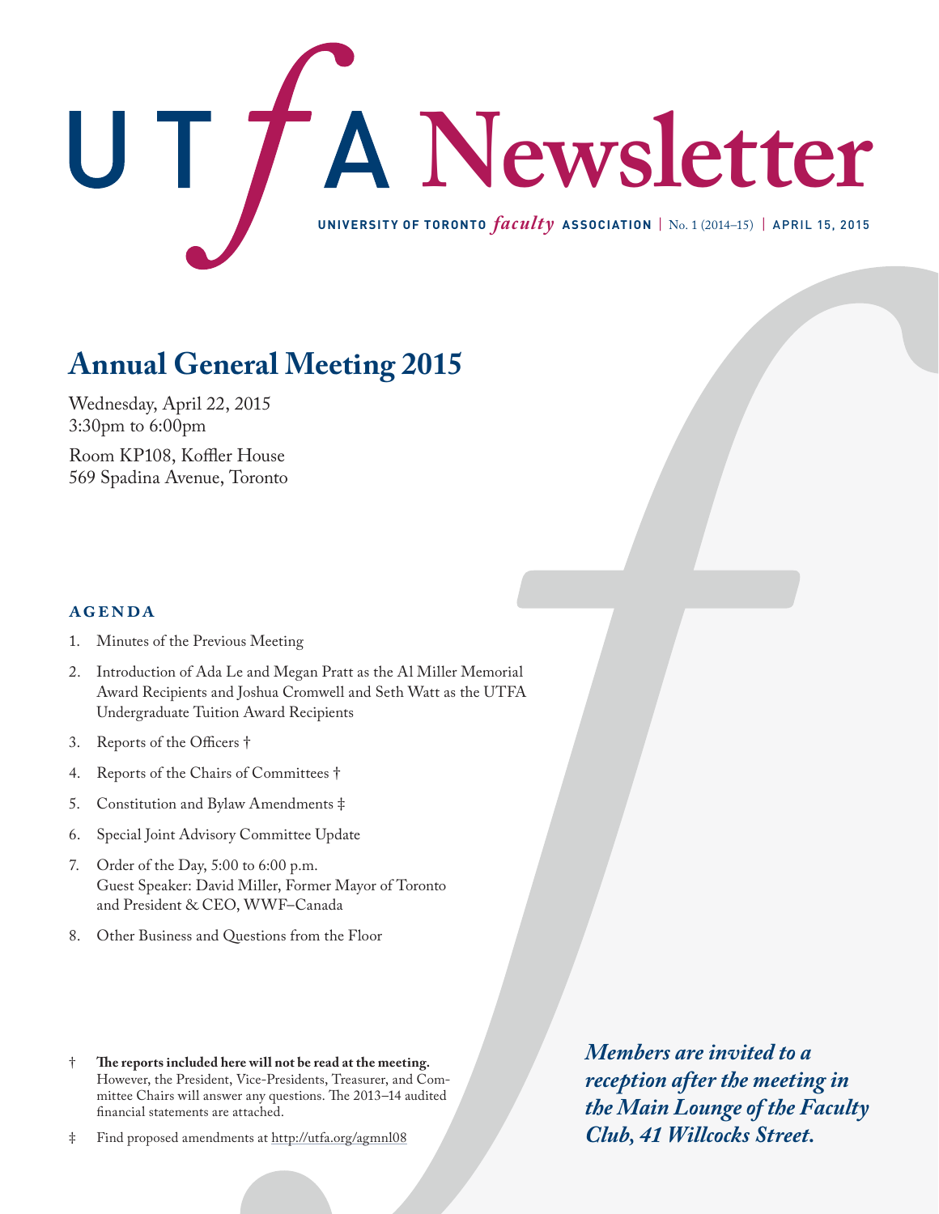# UTfA Newsletter

**UNIVERSITY OF TORONTO *faculty* ASSOCIATION** | No. 1 (2014–15) | **APRIL 15, 2015**

## Annual General Meeting 2015

Wednesday, April 22, 2015
3:30pm to 6:00pm

Room KP108, Koffler House
569 Spadina Avenue, Toronto

### AGENDA

1. Minutes of the Previous Meeting
2. Introduction of Ada Le and Megan Pratt as the Al Miller Memorial Award Recipients and Joshua Cromwell and Seth Watt as the UTFA Undergraduate Tuition Award Recipients
3. Reports of the Officers †
4. Reports of the Chairs of Committees †
5. Constitution and Bylaw Amendments ‡
6. Special Joint Advisory Committee Update
7. Order of the Day, 5:00 to 6:00 p.m.
   Guest Speaker: David Miller, Former Mayor of Toronto and President & CEO, WWF–Canada
8. Other Business and Questions from the Floor

† **The reports included here will not be read at the meeting.** However, the President, Vice-Presidents, Treasurer, and Committee Chairs will answer any questions. The 2013–14 audited financial statements are attached.

‡ Find proposed amendments at http://utfa.org/agmnl08

***Members are invited to a reception after the meeting in the Main Lounge of the Faculty Club, 41 Willcocks Street.***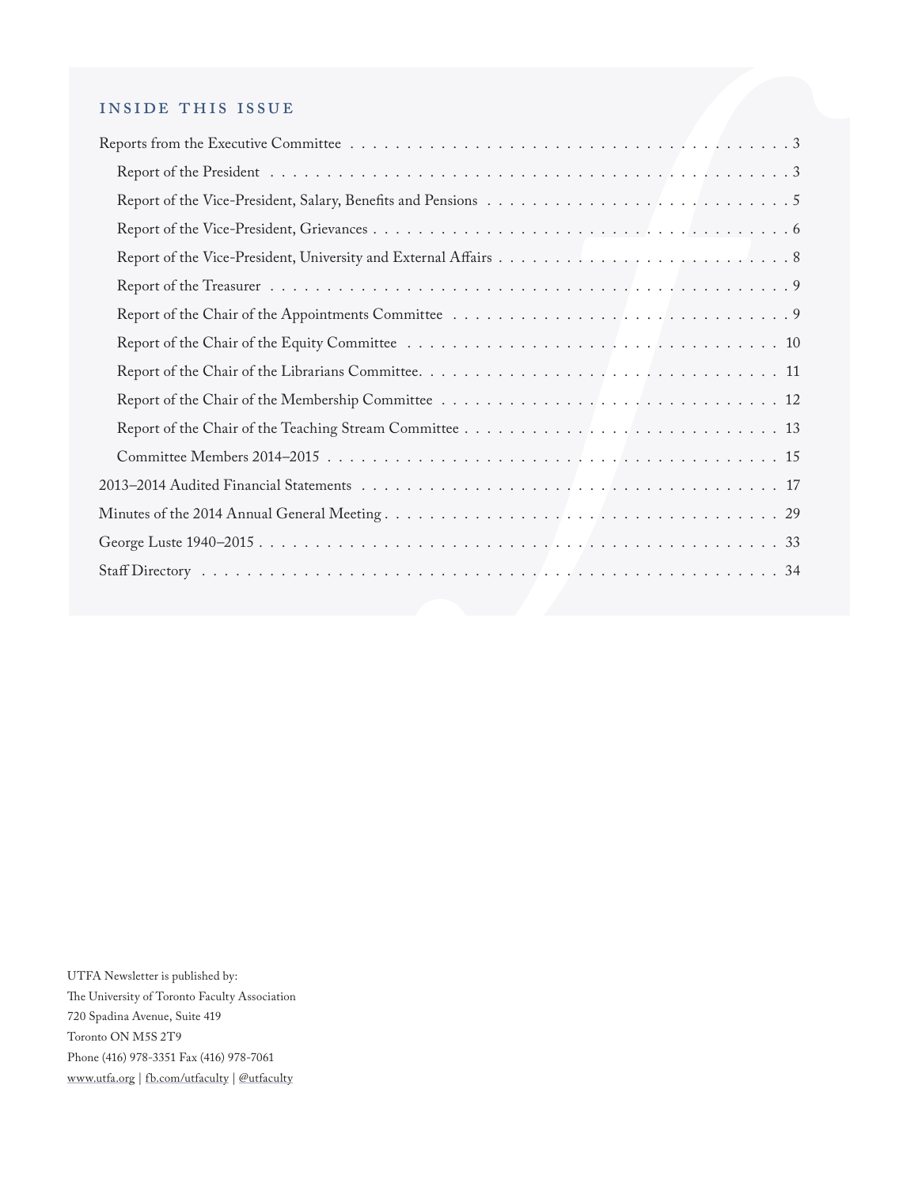## INSIDE THIS ISSUE

- Reports from the Executive Committee . . . 3
  - Report of the President . . . 3
  - Report of the Vice-President, Salary, Benefits and Pensions . . . 5
  - Report of the Vice-President, Grievances . . . 6
  - Report of the Vice-President, University and External Affairs . . . 8
  - Report of the Treasurer . . . 9
  - Report of the Chair of the Appointments Committee . . . 9
  - Report of the Chair of the Equity Committee . . . 10
  - Report of the Chair of the Librarians Committee . . . 11
  - Report of the Chair of the Membership Committee . . . 12
  - Report of the Chair of the Teaching Stream Committee . . . 13
  - Committee Members 2014–2015 . . . 15
- 2013–2014 Audited Financial Statements . . . 17
- Minutes of the 2014 Annual General Meeting . . . 29
- George Luste 1940–2015 . . . 33
- Staff Directory . . . 34

UTFA Newsletter is published by:
The University of Toronto Faculty Association
720 Spadina Avenue, Suite 419
Toronto ON M5S 2T9
Phone (416) 978-3351 Fax (416) 978-7061
www.utfa.org | fb.com/utfaculty | @utfaculty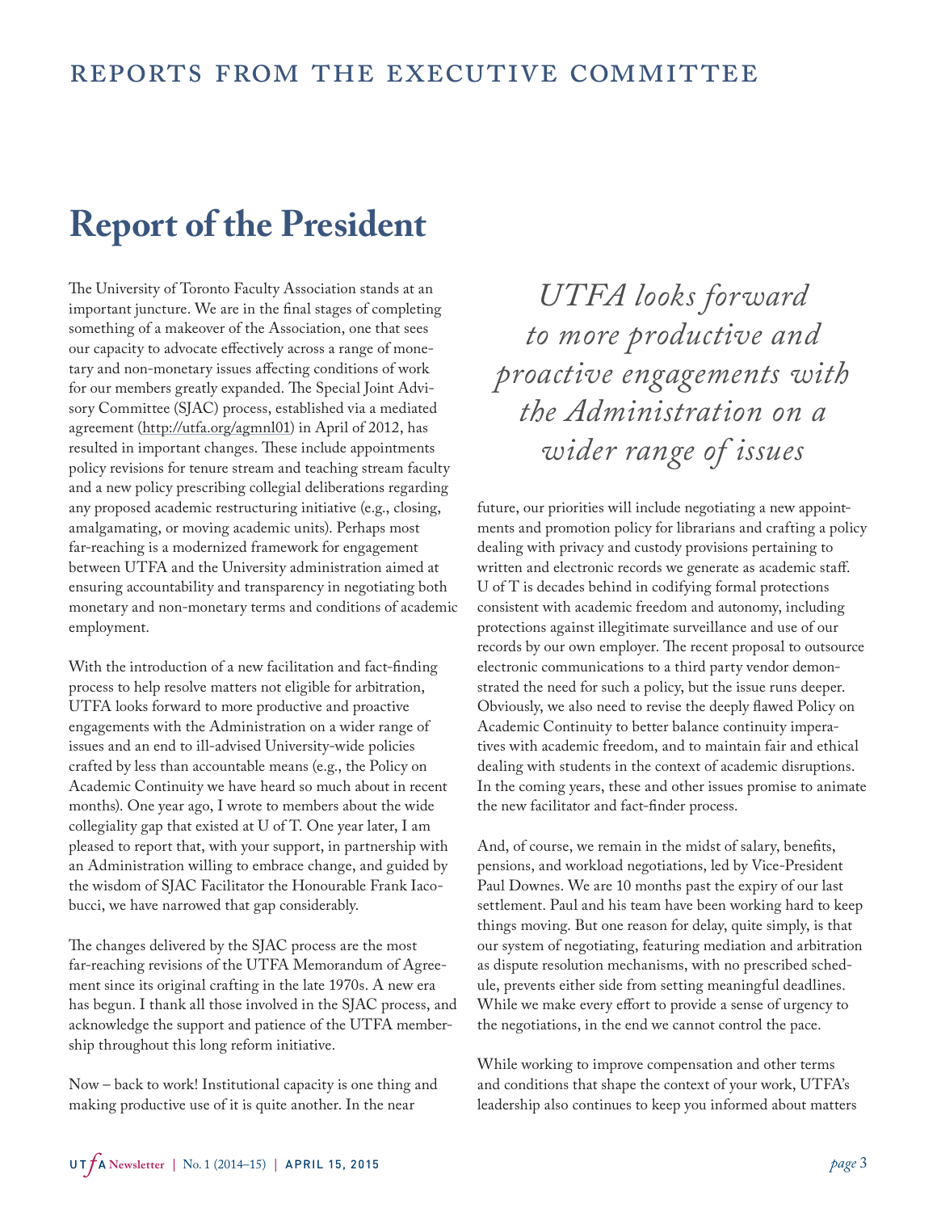# Reports from the Executive Committee

## Report of the President

The University of Toronto Faculty Association stands at an important juncture. We are in the final stages of completing something of a makeover of the Association, one that sees our capacity to advocate effectively across a range of monetary and non-monetary issues affecting conditions of work for our members greatly expanded. The Special Joint Advisory Committee (SJAC) process, established via a mediated agreement (http://utfa.org/agmnl01) in April of 2012, has resulted in important changes. These include appointments policy revisions for tenure stream and teaching stream faculty and a new policy prescribing collegial deliberations regarding any proposed academic restructuring initiative (e.g., closing, amalgamating, or moving academic units). Perhaps most far-reaching is a modernized framework for engagement between UTFA and the University administration aimed at ensuring accountability and transparency in negotiating both monetary and non-monetary terms and conditions of academic employment.

With the introduction of a new facilitation and fact-finding process to help resolve matters not eligible for arbitration, UTFA looks forward to more productive and proactive engagements with the Administration on a wider range of issues and an end to ill-advised University-wide policies crafted by less than accountable means (e.g., the Policy on Academic Continuity we have heard so much about in recent months). One year ago, I wrote to members about the wide collegiality gap that existed at U of T. One year later, I am pleased to report that, with your support, in partnership with an Administration willing to embrace change, and guided by the wisdom of SJAC Facilitator the Honourable Frank Iacobucci, we have narrowed that gap considerably.

The changes delivered by the SJAC process are the most far-reaching revisions of the UTFA Memorandum of Agreement since its original crafting in the late 1970s. A new era has begun. I thank all those involved in the SJAC process, and acknowledge the support and patience of the UTFA membership throughout this long reform initiative.

Now – back to work! Institutional capacity is one thing and making productive use of it is quite another. In the near future, our priorities will include negotiating a new appointments and promotion policy for librarians and crafting a policy dealing with privacy and custody provisions pertaining to written and electronic records we generate as academic staff. U of T is decades behind in codifying formal protections consistent with academic freedom and autonomy, including protections against illegitimate surveillance and use of our records by our own employer. The recent proposal to outsource electronic communications to a third party vendor demonstrated the need for such a policy, but the issue runs deeper. Obviously, we also need to revise the deeply flawed Policy on Academic Continuity to better balance continuity imperatives with academic freedom, and to maintain fair and ethical dealing with students in the context of academic disruptions. In the coming years, these and other issues promise to animate the new facilitator and fact-finder process.

*UTFA looks forward to more productive and proactive engagements with the Administration on a wider range of issues*

And, of course, we remain in the midst of salary, benefits, pensions, and workload negotiations, led by Vice-President Paul Downes. We are 10 months past the expiry of our last settlement. Paul and his team have been working hard to keep things moving. But one reason for delay, quite simply, is that our system of negotiating, featuring mediation and arbitration as dispute resolution mechanisms, with no prescribed schedule, prevents either side from setting meaningful deadlines. While we make every effort to provide a sense of urgency to the negotiations, in the end we cannot control the pace.

While working to improve compensation and other terms and conditions that shape the context of your work, UTFA's leadership also continues to keep you informed about matters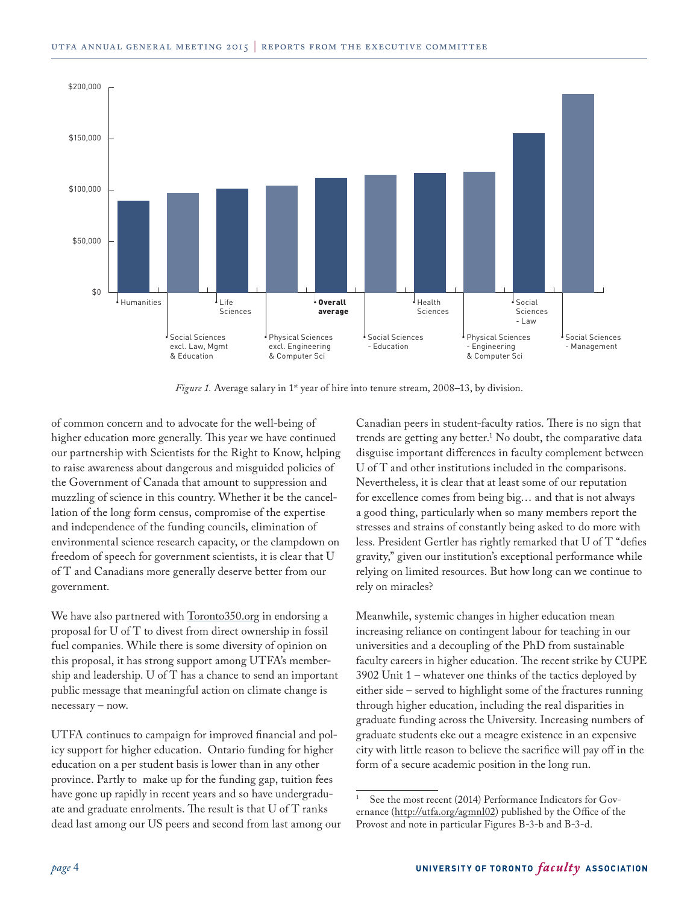*Figure 1.* Average salary in 1st year of hire into tenure stream, 2008–13, by division.

of common concern and to advocate for the well-being of higher education more generally. This year we have continued our partnership with Scientists for the Right to Know, helping to raise awareness about dangerous and misguided policies of the Government of Canada that amount to suppression and muzzling of science in this country. Whether it be the cancellation of the long form census, compromise of the expertise and independence of the funding councils, elimination of environmental science research capacity, or the clampdown on freedom of speech for government scientists, it is clear that U of T and Canadians more generally deserve better from our government.

We have also partnered with Toronto350.org in endorsing a proposal for U of T to divest from direct ownership in fossil fuel companies. While there is some diversity of opinion on this proposal, it has strong support among UTFA's membership and leadership. U of T has a chance to send an important public message that meaningful action on climate change is necessary – now.

UTFA continues to campaign for improved financial and policy support for higher education. Ontario funding for higher education on a per student basis is lower than in any other province. Partly to make up for the funding gap, tuition fees have gone up rapidly in recent years and so have undergraduate and graduate enrolments. The result is that U of T ranks dead last among our US peers and second from last among our Canadian peers in student-faculty ratios. There is no sign that trends are getting any better.[1] No doubt, the comparative data disguise important differences in faculty complement between U of T and other institutions included in the comparisons. Nevertheless, it is clear that at least some of our reputation for excellence comes from being big… and that is not always a good thing, particularly when so many members report the stresses and strains of constantly being asked to do more with less. President Gertler has rightly remarked that U of T "defies gravity," given our institution's exceptional performance while relying on limited resources. But how long can we continue to rely on miracles?

Meanwhile, systemic changes in higher education mean increasing reliance on contingent labour for teaching in our universities and a decoupling of the PhD from sustainable faculty careers in higher education. The recent strike by CUPE 3902 Unit 1 – whatever one thinks of the tactics deployed by either side – served to highlight some of the fractures running through higher education, including the real disparities in graduate funding across the University. Increasing numbers of graduate students eke out a meagre existence in an expensive city with little reason to believe the sacrifice will pay off in the form of a secure academic position in the long run.

---

[1] See the most recent (2014) Performance Indicators for Governance (http://utfa.org/agmnl02) published by the Office of the Provost and note in particular Figures B-3-b and B-3-d.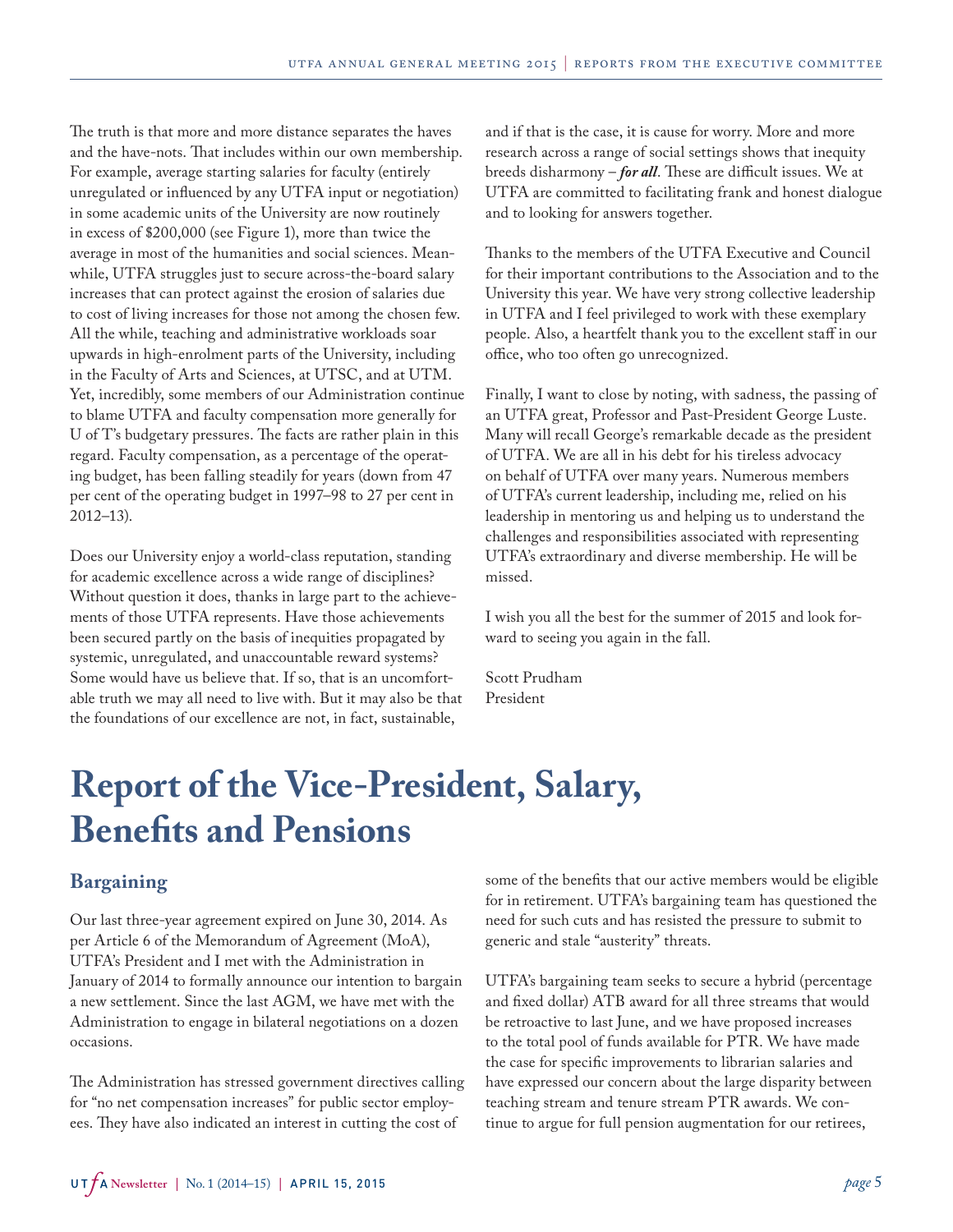The truth is that more and more distance separates the haves and the have-nots. That includes within our own membership. For example, average starting salaries for faculty (entirely unregulated or influenced by any UTFA input or negotiation) in some academic units of the University are now routinely in excess of $200,000 (see Figure 1), more than twice the average in most of the humanities and social sciences. Meanwhile, UTFA struggles just to secure across-the-board salary increases that can protect against the erosion of salaries due to cost of living increases for those not among the chosen few. All the while, teaching and administrative workloads soar upwards in high-enrolment parts of the University, including in the Faculty of Arts and Sciences, at UTSC, and at UTM. Yet, incredibly, some members of our Administration continue to blame UTFA and faculty compensation more generally for U of T's budgetary pressures. The facts are rather plain in this regard. Faculty compensation, as a percentage of the operating budget, has been falling steadily for years (down from 47 per cent of the operating budget in 1997–98 to 27 per cent in 2012–13).

Does our University enjoy a world-class reputation, standing for academic excellence across a wide range of disciplines? Without question it does, thanks in large part to the achievements of those UTFA represents. Have those achievements been secured partly on the basis of inequities propagated by systemic, unregulated, and unaccountable reward systems? Some would have us believe that. If so, that is an uncomfortable truth we may all need to live with. But it may also be that the foundations of our excellence are not, in fact, sustainable, and if that is the case, it is cause for worry. More and more research across a range of social settings shows that inequity breeds disharmony – ***for all***. These are difficult issues. We at UTFA are committed to facilitating frank and honest dialogue and to looking for answers together.

Thanks to the members of the UTFA Executive and Council for their important contributions to the Association and to the University this year. We have very strong collective leadership in UTFA and I feel privileged to work with these exemplary people. Also, a heartfelt thank you to the excellent staff in our office, who too often go unrecognized.

Finally, I want to close by noting, with sadness, the passing of an UTFA great, Professor and Past-President George Luste. Many will recall George's remarkable decade as the president of UTFA. We are all in his debt for his tireless advocacy on behalf of UTFA over many years. Numerous members of UTFA's current leadership, including me, relied on his leadership in mentoring us and helping us to understand the challenges and responsibilities associated with representing UTFA's extraordinary and diverse membership. He will be missed.

I wish you all the best for the summer of 2015 and look forward to seeing you again in the fall.

Scott Prudham
President

# Report of the Vice-President, Salary, Benefits and Pensions

## Bargaining

Our last three-year agreement expired on June 30, 2014. As per Article 6 of the Memorandum of Agreement (MoA), UTFA's President and I met with the Administration in January of 2014 to formally announce our intention to bargain a new settlement. Since the last AGM, we have met with the Administration to engage in bilateral negotiations on a dozen occasions.

The Administration has stressed government directives calling for "no net compensation increases" for public sector employees. They have also indicated an interest in cutting the cost of some of the benefits that our active members would be eligible for in retirement. UTFA's bargaining team has questioned the need for such cuts and has resisted the pressure to submit to generic and stale "austerity" threats.

UTFA's bargaining team seeks to secure a hybrid (percentage and fixed dollar) ATB award for all three streams that would be retroactive to last June, and we have proposed increases to the total pool of funds available for PTR. We have made the case for specific improvements to librarian salaries and have expressed our concern about the large disparity between teaching stream and tenure stream PTR awards. We continue to argue for full pension augmentation for our retirees,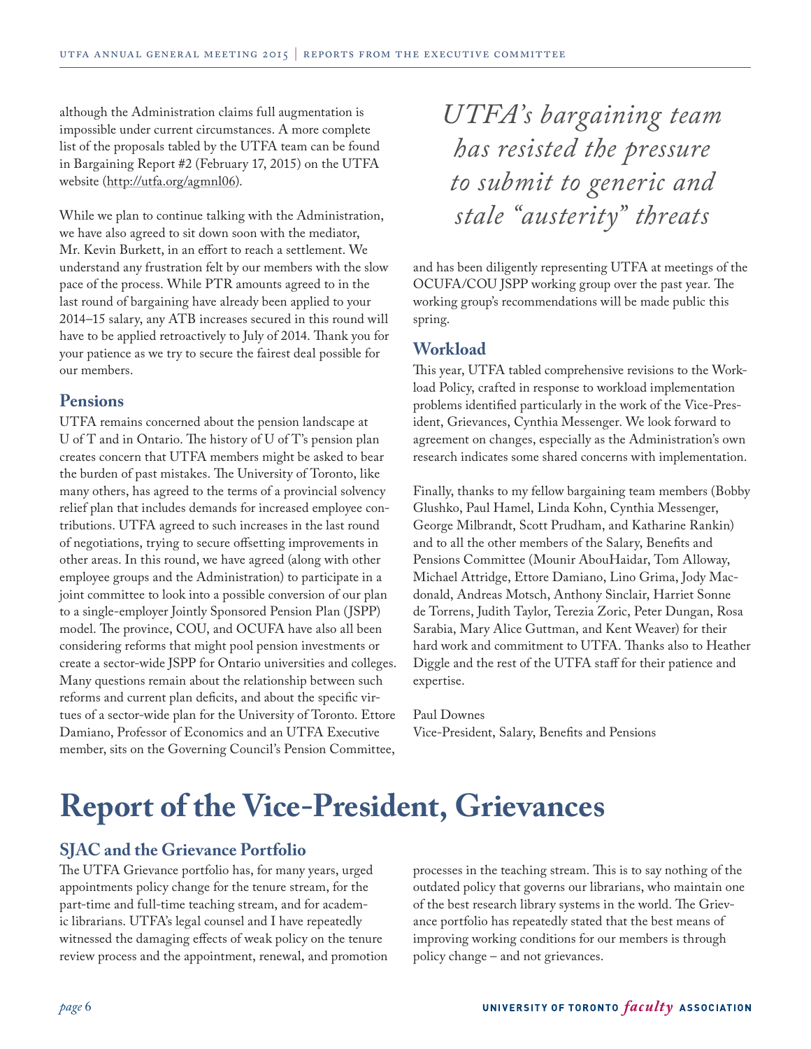although the Administration claims full augmentation is impossible under current circumstances. A more complete list of the proposals tabled by the UTFA team can be found in Bargaining Report #2 (February 17, 2015) on the UTFA website (http://utfa.org/agmnl06).

While we plan to continue talking with the Administration, we have also agreed to sit down soon with the mediator, Mr. Kevin Burkett, in an effort to reach a settlement. We understand any frustration felt by our members with the slow pace of the process. While PTR amounts agreed to in the last round of bargaining have already been applied to your 2014–15 salary, any ATB increases secured in this round will have to be applied retroactively to July of 2014. Thank you for your patience as we try to secure the fairest deal possible for our members.

### Pensions

UTFA remains concerned about the pension landscape at U of T and in Ontario. The history of U of T's pension plan creates concern that UTFA members might be asked to bear the burden of past mistakes. The University of Toronto, like many others, has agreed to the terms of a provincial solvency relief plan that includes demands for increased employee contributions. UTFA agreed to such increases in the last round of negotiations, trying to secure offsetting improvements in other areas. In this round, we have agreed (along with other employee groups and the Administration) to participate in a joint committee to look into a possible conversion of our plan to a single-employer Jointly Sponsored Pension Plan (JSPP) model. The province, COU, and OCUFA have also all been considering reforms that might pool pension investments or create a sector-wide JSPP for Ontario universities and colleges. Many questions remain about the relationship between such reforms and current plan deficits, and about the specific virtues of a sector-wide plan for the University of Toronto. Ettore Damiano, Professor of Economics and an UTFA Executive member, sits on the Governing Council's Pension Committee, and has been diligently representing UTFA at meetings of the OCUFA/COU JSPP working group over the past year. The working group's recommendations will be made public this spring.

*UTFA's bargaining team has resisted the pressure to submit to generic and stale "austerity" threats*

### Workload

This year, UTFA tabled comprehensive revisions to the Workload Policy, crafted in response to workload implementation problems identified particularly in the work of the Vice-President, Grievances, Cynthia Messenger. We look forward to agreement on changes, especially as the Administration's own research indicates some shared concerns with implementation.

Finally, thanks to my fellow bargaining team members (Bobby Glushko, Paul Hamel, Linda Kohn, Cynthia Messenger, George Milbrandt, Scott Prudham, and Katharine Rankin) and to all the other members of the Salary, Benefits and Pensions Committee (Mounir AbouHaidar, Tom Alloway, Michael Attridge, Ettore Damiano, Lino Grima, Jody Macdonald, Andreas Motsch, Anthony Sinclair, Harriet Sonne de Torrens, Judith Taylor, Terezia Zoric, Peter Dungan, Rosa Sarabia, Mary Alice Guttman, and Kent Weaver) for their hard work and commitment to UTFA. Thanks also to Heather Diggle and the rest of the UTFA staff for their patience and expertise.

Paul Downes
Vice-President, Salary, Benefits and Pensions

# Report of the Vice-President, Grievances

### SJAC and the Grievance Portfolio

The UTFA Grievance portfolio has, for many years, urged appointments policy change for the tenure stream, for the part-time and full-time teaching stream, and for academic librarians. UTFA's legal counsel and I have repeatedly witnessed the damaging effects of weak policy on the tenure review process and the appointment, renewal, and promotion processes in the teaching stream. This is to say nothing of the outdated policy that governs our librarians, who maintain one of the best research library systems in the world. The Grievance portfolio has repeatedly stated that the best means of improving working conditions for our members is through policy change – and not grievances.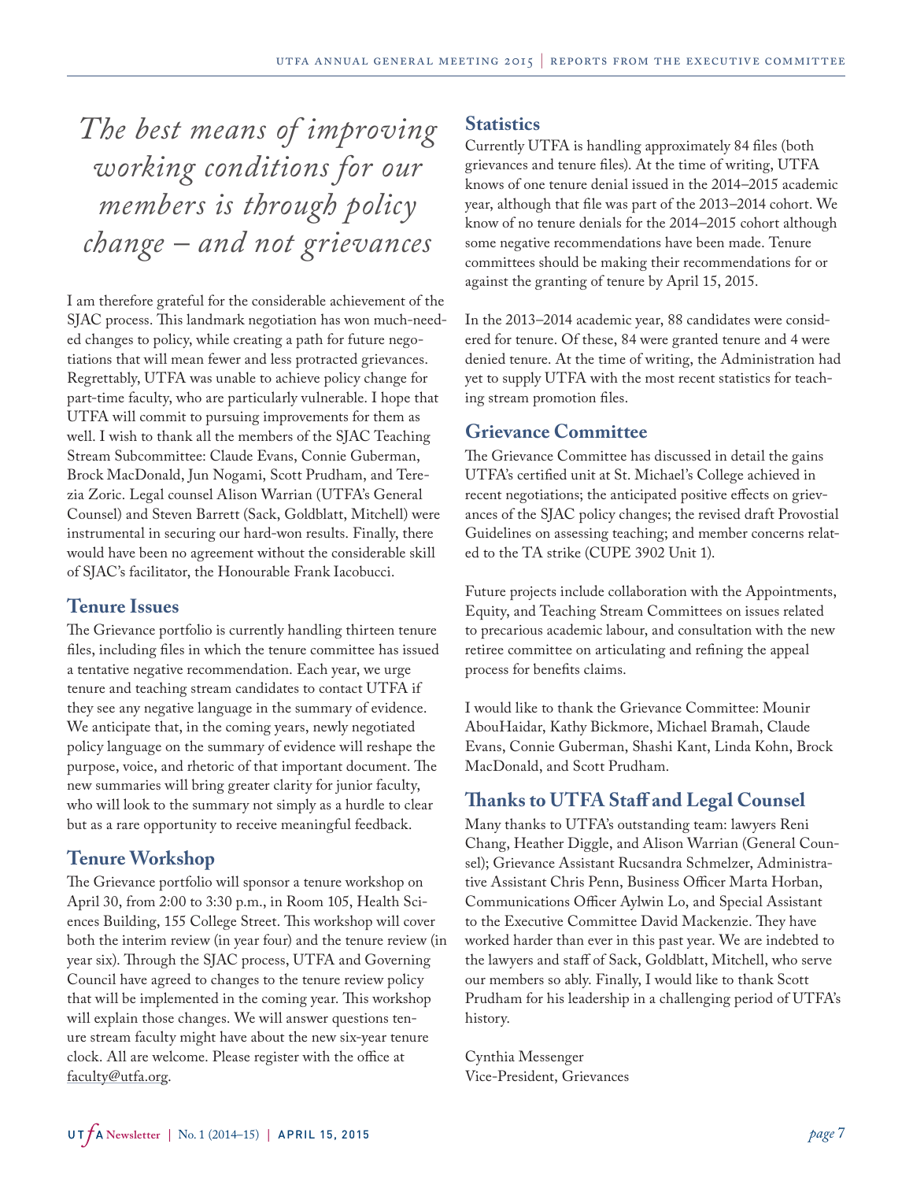*The best means of improving working conditions for our members is through policy change – and not grievances*

I am therefore grateful for the considerable achievement of the SJAC process. This landmark negotiation has won much-needed changes to policy, while creating a path for future negotiations that will mean fewer and less protracted grievances. Regrettably, UTFA was unable to achieve policy change for part-time faculty, who are particularly vulnerable. I hope that UTFA will commit to pursuing improvements for them as well. I wish to thank all the members of the SJAC Teaching Stream Subcommittee: Claude Evans, Connie Guberman, Brock MacDonald, Jun Nogami, Scott Prudham, and Terezia Zoric. Legal counsel Alison Warrian (UTFA's General Counsel) and Steven Barrett (Sack, Goldblatt, Mitchell) were instrumental in securing our hard-won results. Finally, there would have been no agreement without the considerable skill of SJAC's facilitator, the Honourable Frank Iacobucci.

## Tenure Issues

The Grievance portfolio is currently handling thirteen tenure files, including files in which the tenure committee has issued a tentative negative recommendation. Each year, we urge tenure and teaching stream candidates to contact UTFA if they see any negative language in the summary of evidence. We anticipate that, in the coming years, newly negotiated policy language on the summary of evidence will reshape the purpose, voice, and rhetoric of that important document. The new summaries will bring greater clarity for junior faculty, who will look to the summary not simply as a hurdle to clear but as a rare opportunity to receive meaningful feedback.

## Tenure Workshop

The Grievance portfolio will sponsor a tenure workshop on April 30, from 2:00 to 3:30 p.m., in Room 105, Health Sciences Building, 155 College Street. This workshop will cover both the interim review (in year four) and the tenure review (in year six). Through the SJAC process, UTFA and Governing Council have agreed to changes to the tenure review policy that will be implemented in the coming year. This workshop will explain those changes. We will answer questions tenure stream faculty might have about the new six-year tenure clock. All are welcome. Please register with the office at faculty@utfa.org.

## Statistics

Currently UTFA is handling approximately 84 files (both grievances and tenure files). At the time of writing, UTFA knows of one tenure denial issued in the 2014–2015 academic year, although that file was part of the 2013–2014 cohort. We know of no tenure denials for the 2014–2015 cohort although some negative recommendations have been made. Tenure committees should be making their recommendations for or against the granting of tenure by April 15, 2015.

In the 2013–2014 academic year, 88 candidates were considered for tenure. Of these, 84 were granted tenure and 4 were denied tenure. At the time of writing, the Administration had yet to supply UTFA with the most recent statistics for teaching stream promotion files.

## Grievance Committee

The Grievance Committee has discussed in detail the gains UTFA's certified unit at St. Michael's College achieved in recent negotiations; the anticipated positive effects on grievances of the SJAC policy changes; the revised draft Provostial Guidelines on assessing teaching; and member concerns related to the TA strike (CUPE 3902 Unit 1).

Future projects include collaboration with the Appointments, Equity, and Teaching Stream Committees on issues related to precarious academic labour, and consultation with the new retiree committee on articulating and refining the appeal process for benefits claims.

I would like to thank the Grievance Committee: Mounir AbouHaidar, Kathy Bickmore, Michael Bramah, Claude Evans, Connie Guberman, Shashi Kant, Linda Kohn, Brock MacDonald, and Scott Prudham.

## Thanks to UTFA Staff and Legal Counsel

Many thanks to UTFA's outstanding team: lawyers Reni Chang, Heather Diggle, and Alison Warrian (General Counsel); Grievance Assistant Rucsandra Schmelzer, Administrative Assistant Chris Penn, Business Officer Marta Horban, Communications Officer Aylwin Lo, and Special Assistant to the Executive Committee David Mackenzie. They have worked harder than ever in this past year. We are indebted to the lawyers and staff of Sack, Goldblatt, Mitchell, who serve our members so ably. Finally, I would like to thank Scott Prudham for his leadership in a challenging period of UTFA's history.

Cynthia Messenger
Vice-President, Grievances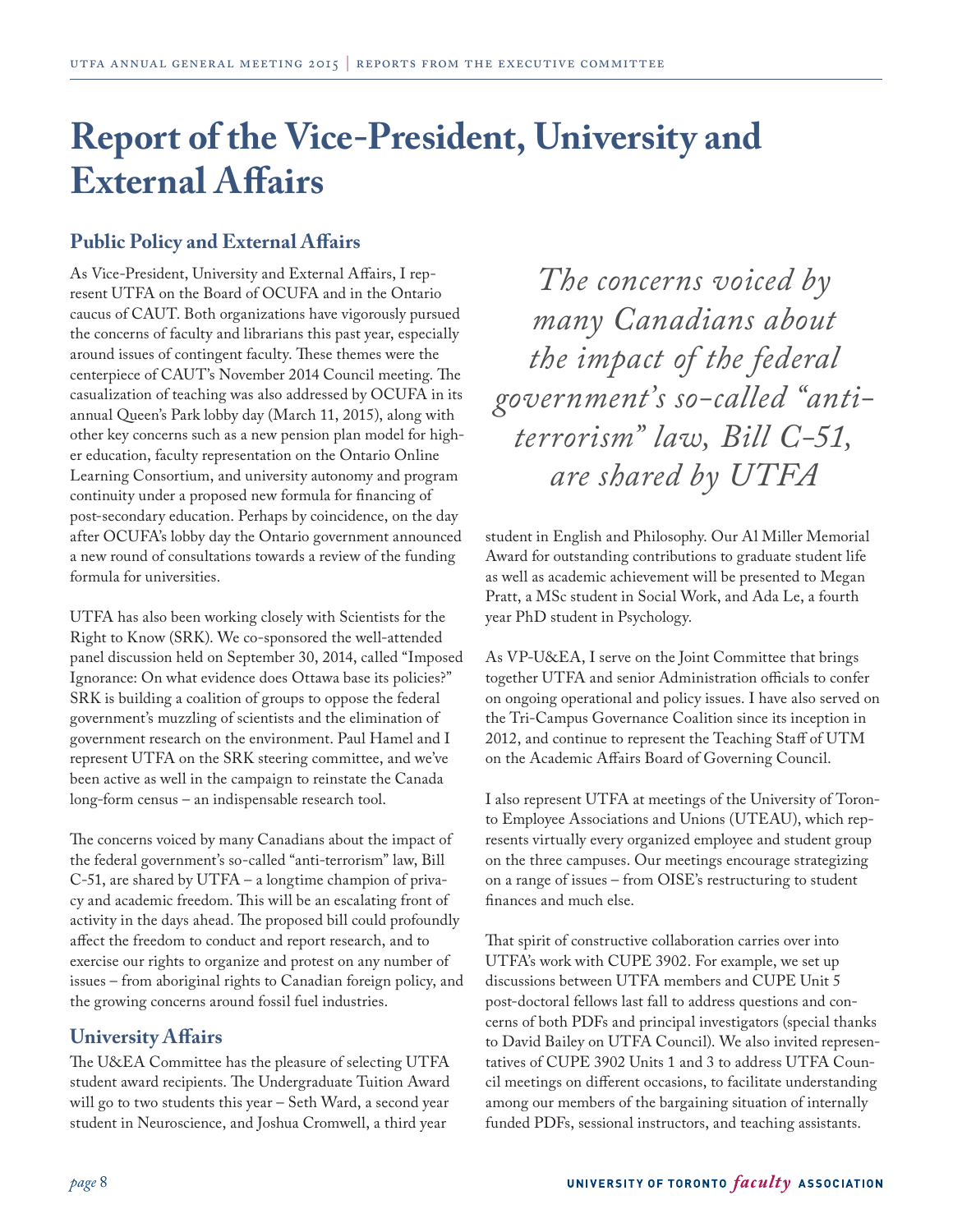# Report of the Vice-President, University and External Affairs

## Public Policy and External Affairs

As Vice-President, University and External Affairs, I represent UTFA on the Board of OCUFA and in the Ontario caucus of CAUT. Both organizations have vigorously pursued the concerns of faculty and librarians this past year, especially around issues of contingent faculty. These themes were the centerpiece of CAUT's November 2014 Council meeting. The casualization of teaching was also addressed by OCUFA in its annual Queen's Park lobby day (March 11, 2015), along with other key concerns such as a new pension plan model for higher education, faculty representation on the Ontario Online Learning Consortium, and university autonomy and program continuity under a proposed new formula for financing of post-secondary education. Perhaps by coincidence, on the day after OCUFA's lobby day the Ontario government announced a new round of consultations towards a review of the funding formula for universities.

UTFA has also been working closely with Scientists for the Right to Know (SRK). We co-sponsored the well-attended panel discussion held on September 30, 2014, called "Imposed Ignorance: On what evidence does Ottawa base its policies?" SRK is building a coalition of groups to oppose the federal government's muzzling of scientists and the elimination of government research on the environment. Paul Hamel and I represent UTFA on the SRK steering committee, and we've been active as well in the campaign to reinstate the Canada long-form census – an indispensable research tool.

The concerns voiced by many Canadians about the impact of the federal government's so-called "anti-terrorism" law, Bill C-51, are shared by UTFA – a longtime champion of privacy and academic freedom. This will be an escalating front of activity in the days ahead. The proposed bill could profoundly affect the freedom to conduct and report research, and to exercise our rights to organize and protest on any number of issues – from aboriginal rights to Canadian foreign policy, and the growing concerns around fossil fuel industries.

> *The concerns voiced by many Canadians about the impact of the federal government's so-called "anti-terrorism" law, Bill C-51, are shared by UTFA*

## University Affairs

The U&EA Committee has the pleasure of selecting UTFA student award recipients. The Undergraduate Tuition Award will go to two students this year – Seth Ward, a second year student in Neuroscience, and Joshua Cromwell, a third year student in English and Philosophy. Our Al Miller Memorial Award for outstanding contributions to graduate student life as well as academic achievement will be presented to Megan Pratt, a MSc student in Social Work, and Ada Le, a fourth year PhD student in Psychology.

As VP-U&EA, I serve on the Joint Committee that brings together UTFA and senior Administration officials to confer on ongoing operational and policy issues. I have also served on the Tri-Campus Governance Coalition since its inception in 2012, and continue to represent the Teaching Staff of UTM on the Academic Affairs Board of Governing Council.

I also represent UTFA at meetings of the University of Toronto Employee Associations and Unions (UTEAU), which represents virtually every organized employee and student group on the three campuses. Our meetings encourage strategizing on a range of issues – from OISE's restructuring to student finances and much else.

That spirit of constructive collaboration carries over into UTFA's work with CUPE 3902. For example, we set up discussions between UTFA members and CUPE Unit 5 post-doctoral fellows last fall to address questions and concerns of both PDFs and principal investigators (special thanks to David Bailey on UTFA Council). We also invited representatives of CUPE 3902 Units 1 and 3 to address UTFA Council meetings on different occasions, to facilitate understanding among our members of the bargaining situation of internally funded PDFs, sessional instructors, and teaching assistants.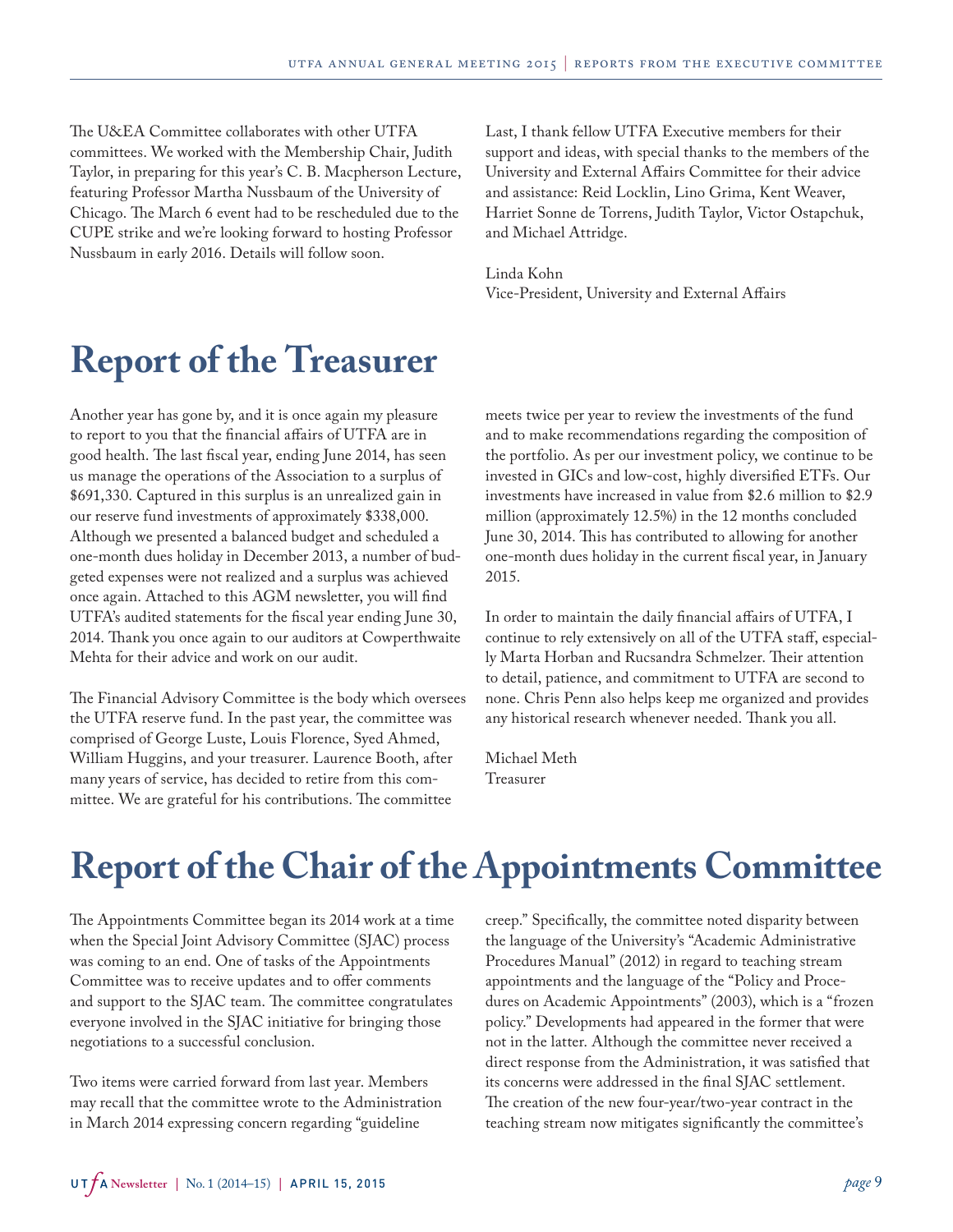The U&EA Committee collaborates with other UTFA committees. We worked with the Membership Chair, Judith Taylor, in preparing for this year's C. B. Macpherson Lecture, featuring Professor Martha Nussbaum of the University of Chicago. The March 6 event had to be rescheduled due to the CUPE strike and we're looking forward to hosting Professor Nussbaum in early 2016. Details will follow soon.

Last, I thank fellow UTFA Executive members for their support and ideas, with special thanks to the members of the University and External Affairs Committee for their advice and assistance: Reid Locklin, Lino Grima, Kent Weaver, Harriet Sonne de Torrens, Judith Taylor, Victor Ostapchuk, and Michael Attridge.

Linda Kohn
Vice-President, University and External Affairs

# Report of the Treasurer

Another year has gone by, and it is once again my pleasure to report to you that the financial affairs of UTFA are in good health. The last fiscal year, ending June 2014, has seen us manage the operations of the Association to a surplus of $691,330. Captured in this surplus is an unrealized gain in our reserve fund investments of approximately $338,000. Although we presented a balanced budget and scheduled a one-month dues holiday in December 2013, a number of budgeted expenses were not realized and a surplus was achieved once again. Attached to this AGM newsletter, you will find UTFA's audited statements for the fiscal year ending June 30, 2014. Thank you once again to our auditors at Cowperthwaite Mehta for their advice and work on our audit.

The Financial Advisory Committee is the body which oversees the UTFA reserve fund. In the past year, the committee was comprised of George Luste, Louis Florence, Syed Ahmed, William Huggins, and your treasurer. Laurence Booth, after many years of service, has decided to retire from this committee. We are grateful for his contributions. The committee meets twice per year to review the investments of the fund and to make recommendations regarding the composition of the portfolio. As per our investment policy, we continue to be invested in GICs and low-cost, highly diversified ETFs. Our investments have increased in value from $2.6 million to $2.9 million (approximately 12.5%) in the 12 months concluded June 30, 2014. This has contributed to allowing for another one-month dues holiday in the current fiscal year, in January 2015.

In order to maintain the daily financial affairs of UTFA, I continue to rely extensively on all of the UTFA staff, especially Marta Horban and Rucsandra Schmelzer. Their attention to detail, patience, and commitment to UTFA are second to none. Chris Penn also helps keep me organized and provides any historical research whenever needed. Thank you all.

Michael Meth
Treasurer

# Report of the Chair of the Appointments Committee

The Appointments Committee began its 2014 work at a time when the Special Joint Advisory Committee (SJAC) process was coming to an end. One of tasks of the Appointments Committee was to receive updates and to offer comments and support to the SJAC team. The committee congratulates everyone involved in the SJAC initiative for bringing those negotiations to a successful conclusion.

Two items were carried forward from last year. Members may recall that the committee wrote to the Administration in March 2014 expressing concern regarding "guideline creep." Specifically, the committee noted disparity between the language of the University's "Academic Administrative Procedures Manual" (2012) in regard to teaching stream appointments and the language of the "Policy and Procedures on Academic Appointments" (2003), which is a "frozen policy." Developments had appeared in the former that were not in the latter. Although the committee never received a direct response from the Administration, it was satisfied that its concerns were addressed in the final SJAC settlement. The creation of the new four-year/two-year contract in the teaching stream now mitigates significantly the committee's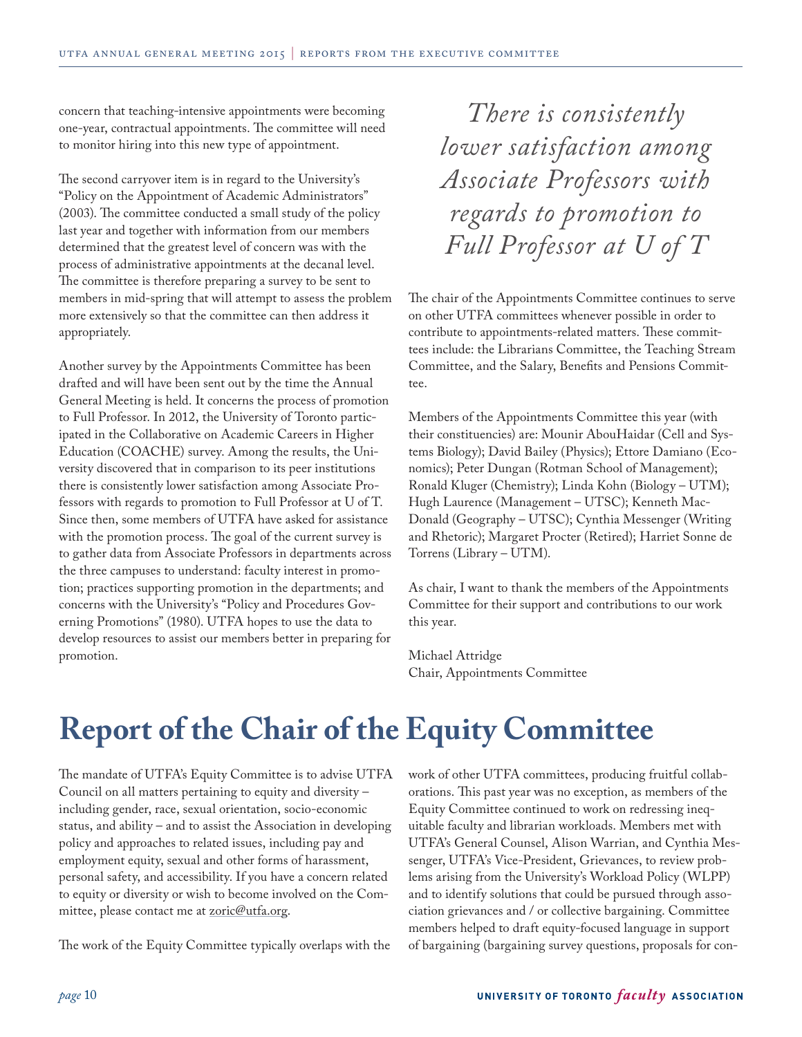concern that teaching-intensive appointments were becoming one-year, contractual appointments. The committee will need to monitor hiring into this new type of appointment.

The second carryover item is in regard to the University's "Policy on the Appointment of Academic Administrators" (2003). The committee conducted a small study of the policy last year and together with information from our members determined that the greatest level of concern was with the process of administrative appointments at the decanal level. The committee is therefore preparing a survey to be sent to members in mid-spring that will attempt to assess the problem more extensively so that the committee can then address it appropriately.

Another survey by the Appointments Committee has been drafted and will have been sent out by the time the Annual General Meeting is held. It concerns the process of promotion to Full Professor. In 2012, the University of Toronto participated in the Collaborative on Academic Careers in Higher Education (COACHE) survey. Among the results, the University discovered that in comparison to its peer institutions there is consistently lower satisfaction among Associate Professors with regards to promotion to Full Professor at U of T. Since then, some members of UTFA have asked for assistance with the promotion process. The goal of the current survey is to gather data from Associate Professors in departments across the three campuses to understand: faculty interest in promotion; practices supporting promotion in the departments; and concerns with the University's "Policy and Procedures Governing Promotions" (1980). UTFA hopes to use the data to develop resources to assist our members better in preparing for promotion.

*There is consistently lower satisfaction among Associate Professors with regards to promotion to Full Professor at U of T*

The chair of the Appointments Committee continues to serve on other UTFA committees whenever possible in order to contribute to appointments-related matters. These committees include: the Librarians Committee, the Teaching Stream Committee, and the Salary, Benefits and Pensions Committee.

Members of the Appointments Committee this year (with their constituencies) are: Mounir AbouHaidar (Cell and Systems Biology); David Bailey (Physics); Ettore Damiano (Economics); Peter Dungan (Rotman School of Management); Ronald Kluger (Chemistry); Linda Kohn (Biology – UTM); Hugh Laurence (Management – UTSC); Kenneth MacDonald (Geography – UTSC); Cynthia Messenger (Writing and Rhetoric); Margaret Procter (Retired); Harriet Sonne de Torrens (Library – UTM).

As chair, I want to thank the members of the Appointments Committee for their support and contributions to our work this year.

Michael Attridge
Chair, Appointments Committee

# Report of the Chair of the Equity Committee

The mandate of UTFA's Equity Committee is to advise UTFA Council on all matters pertaining to equity and diversity – including gender, race, sexual orientation, socio-economic status, and ability – and to assist the Association in developing policy and approaches to related issues, including pay and employment equity, sexual and other forms of harassment, personal safety, and accessibility. If you have a concern related to equity or diversity or wish to become involved on the Committee, please contact me at zoric@utfa.org.

The work of the Equity Committee typically overlaps with the work of other UTFA committees, producing fruitful collaborations. This past year was no exception, as members of the Equity Committee continued to work on redressing inequitable faculty and librarian workloads. Members met with UTFA's General Counsel, Alison Warrian, and Cynthia Messenger, UTFA's Vice-President, Grievances, to review problems arising from the University's Workload Policy (WLPP) and to identify solutions that could be pursued through association grievances and / or collective bargaining. Committee members helped to draft equity-focused language in support of bargaining (bargaining survey questions, proposals for con-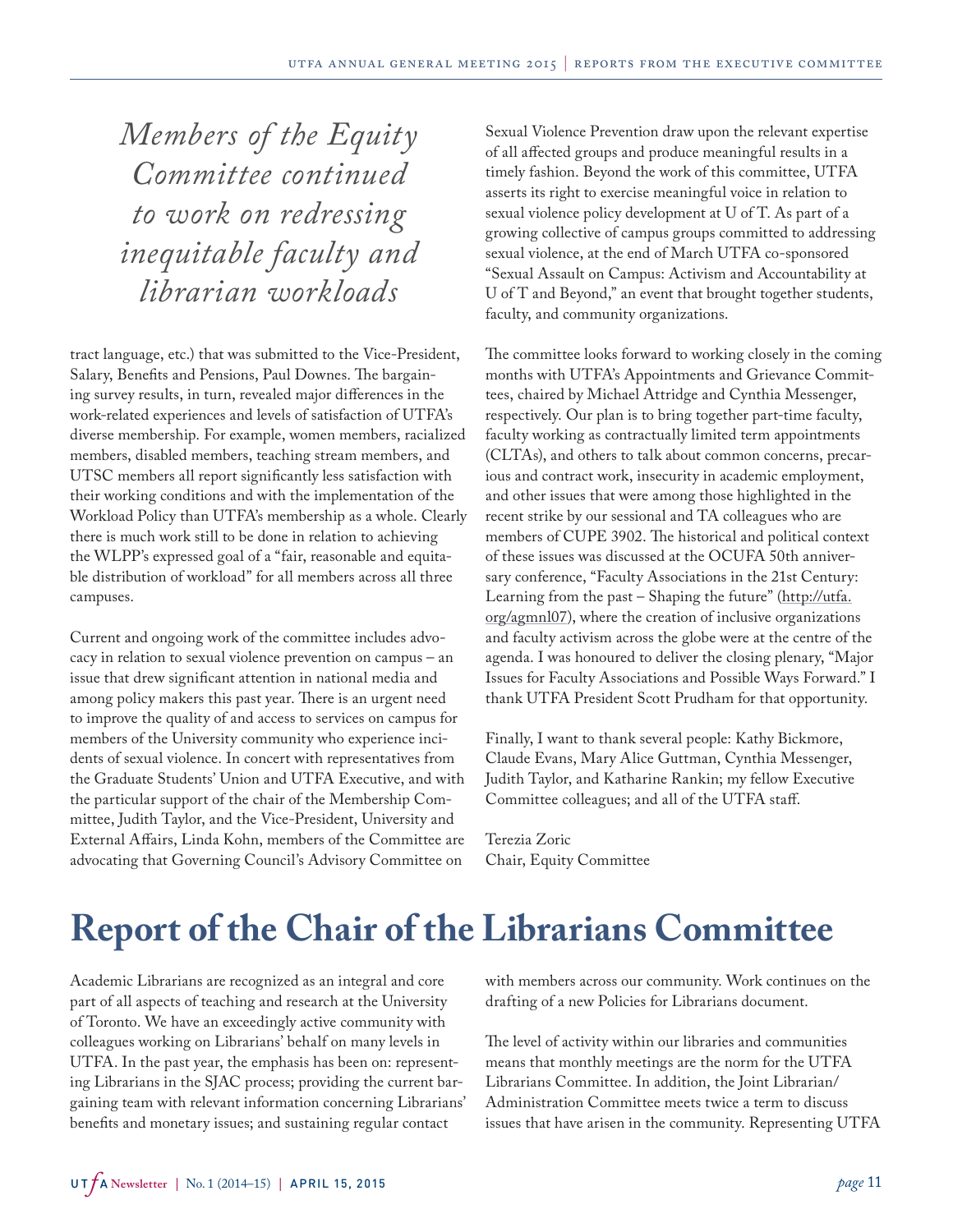*Members of the Equity Committee continued to work on redressing inequitable faculty and librarian workloads*

tract language, etc.) that was submitted to the Vice-President, Salary, Benefits and Pensions, Paul Downes. The bargaining survey results, in turn, revealed major differences in the work-related experiences and levels of satisfaction of UTFA's diverse membership. For example, women members, racialized members, disabled members, teaching stream members, and UTSC members all report significantly less satisfaction with their working conditions and with the implementation of the Workload Policy than UTFA's membership as a whole. Clearly there is much work still to be done in relation to achieving the WLPP's expressed goal of a "fair, reasonable and equitable distribution of workload" for all members across all three campuses.

Current and ongoing work of the committee includes advocacy in relation to sexual violence prevention on campus – an issue that drew significant attention in national media and among policy makers this past year. There is an urgent need to improve the quality of and access to services on campus for members of the University community who experience incidents of sexual violence. In concert with representatives from the Graduate Students' Union and UTFA Executive, and with the particular support of the chair of the Membership Committee, Judith Taylor, and the Vice-President, University and External Affairs, Linda Kohn, members of the Committee are advocating that Governing Council's Advisory Committee on Sexual Violence Prevention draw upon the relevant expertise of all affected groups and produce meaningful results in a timely fashion. Beyond the work of this committee, UTFA asserts its right to exercise meaningful voice in relation to sexual violence policy development at U of T. As part of a growing collective of campus groups committed to addressing sexual violence, at the end of March UTFA co-sponsored "Sexual Assault on Campus: Activism and Accountability at U of T and Beyond," an event that brought together students, faculty, and community organizations.

The committee looks forward to working closely in the coming months with UTFA's Appointments and Grievance Committees, chaired by Michael Attridge and Cynthia Messenger, respectively. Our plan is to bring together part-time faculty, faculty working as contractually limited term appointments (CLTAs), and others to talk about common concerns, precarious and contract work, insecurity in academic employment, and other issues that were among those highlighted in the recent strike by our sessional and TA colleagues who are members of CUPE 3902. The historical and political context of these issues was discussed at the OCUFA 50th anniversary conference, "Faculty Associations in the 21st Century: Learning from the past – Shaping the future" (http://utfa.org/agmnl07), where the creation of inclusive organizations and faculty activism across the globe were at the centre of the agenda. I was honoured to deliver the closing plenary, "Major Issues for Faculty Associations and Possible Ways Forward." I thank UTFA President Scott Prudham for that opportunity.

Finally, I want to thank several people: Kathy Bickmore, Claude Evans, Mary Alice Guttman, Cynthia Messenger, Judith Taylor, and Katharine Rankin; my fellow Executive Committee colleagues; and all of the UTFA staff.

Terezia Zoric
Chair, Equity Committee

# Report of the Chair of the Librarians Committee

Academic Librarians are recognized as an integral and core part of all aspects of teaching and research at the University of Toronto. We have an exceedingly active community with colleagues working on Librarians' behalf on many levels in UTFA. In the past year, the emphasis has been on: representing Librarians in the SJAC process; providing the current bargaining team with relevant information concerning Librarians' benefits and monetary issues; and sustaining regular contact with members across our community. Work continues on the drafting of a new Policies for Librarians document.

The level of activity within our libraries and communities means that monthly meetings are the norm for the UTFA Librarians Committee. In addition, the Joint Librarian/Administration Committee meets twice a term to discuss issues that have arisen in the community. Representing UTFA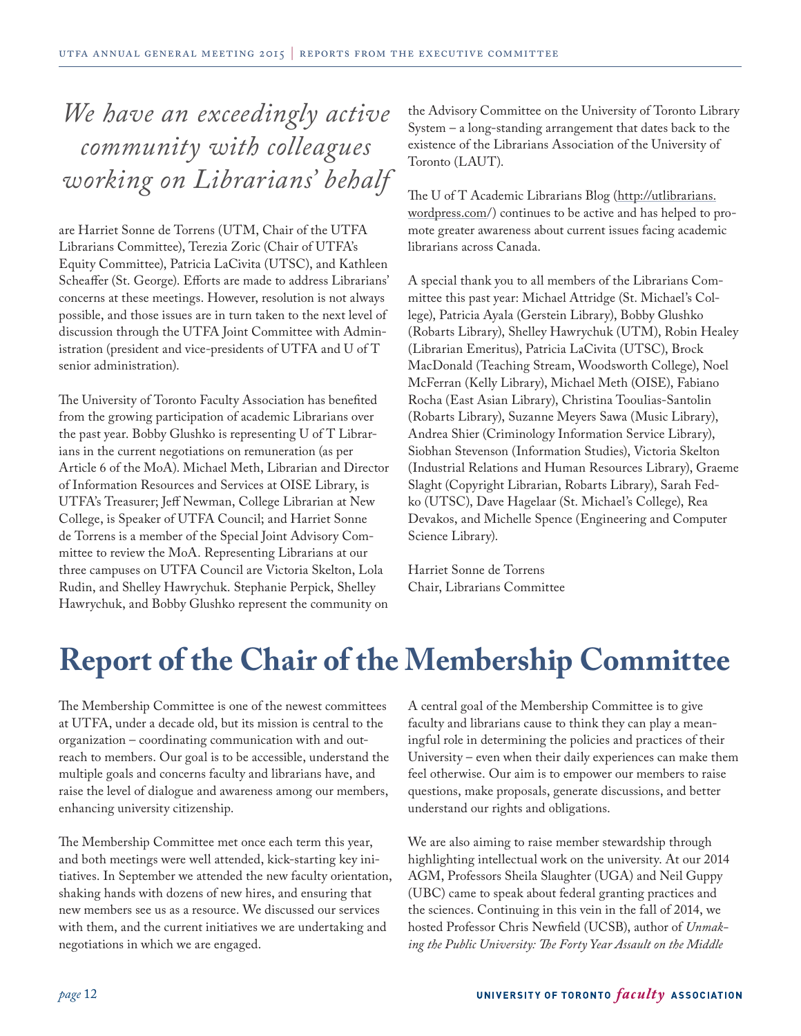*We have an exceedingly active community with colleagues working on Librarians' behalf*

are Harriet Sonne de Torrens (UTM, Chair of the UTFA Librarians Committee), Terezia Zoric (Chair of UTFA's Equity Committee), Patricia LaCivita (UTSC), and Kathleen Scheaffer (St. George). Efforts are made to address Librarians' concerns at these meetings. However, resolution is not always possible, and those issues are in turn taken to the next level of discussion through the UTFA Joint Committee with Administration (president and vice-presidents of UTFA and U of T senior administration).

The University of Toronto Faculty Association has benefited from the growing participation of academic Librarians over the past year. Bobby Glushko is representing U of T Librarians in the current negotiations on remuneration (as per Article 6 of the MoA). Michael Meth, Librarian and Director of Information Resources and Services at OISE Library, is UTFA's Treasurer; Jeff Newman, College Librarian at New College, is Speaker of UTFA Council; and Harriet Sonne de Torrens is a member of the Special Joint Advisory Committee to review the MoA. Representing Librarians at our three campuses on UTFA Council are Victoria Skelton, Lola Rudin, and Shelley Hawrychuk. Stephanie Perpick, Shelley Hawrychuk, and Bobby Glushko represent the community on the Advisory Committee on the University of Toronto Library System – a long-standing arrangement that dates back to the existence of the Librarians Association of the University of Toronto (LAUT).

The U of T Academic Librarians Blog (http://utlibrarians.wordpress.com/) continues to be active and has helped to promote greater awareness about current issues facing academic librarians across Canada.

A special thank you to all members of the Librarians Committee this past year: Michael Attridge (St. Michael's College), Patricia Ayala (Gerstein Library), Bobby Glushko (Robarts Library), Shelley Hawrychuk (UTM), Robin Healey (Librarian Emeritus), Patricia LaCivita (UTSC), Brock MacDonald (Teaching Stream, Woodsworth College), Noel McFerran (Kelly Library), Michael Meth (OISE), Fabiano Rocha (East Asian Library), Christina Tooulias-Santolin (Robarts Library), Suzanne Meyers Sawa (Music Library), Andrea Shier (Criminology Information Service Library), Siobhan Stevenson (Information Studies), Victoria Skelton (Industrial Relations and Human Resources Library), Graeme Slaght (Copyright Librarian, Robarts Library), Sarah Fedko (UTSC), Dave Hagelaar (St. Michael's College), Rea Devakos, and Michelle Spence (Engineering and Computer Science Library).

Harriet Sonne de Torrens
Chair, Librarians Committee

# Report of the Chair of the Membership Committee

The Membership Committee is one of the newest committees at UTFA, under a decade old, but its mission is central to the organization – coordinating communication with and outreach to members. Our goal is to be accessible, understand the multiple goals and concerns faculty and librarians have, and raise the level of dialogue and awareness among our members, enhancing university citizenship.

The Membership Committee met once each term this year, and both meetings were well attended, kick-starting key initiatives. In September we attended the new faculty orientation, shaking hands with dozens of new hires, and ensuring that new members see us as a resource. We discussed our services with them, and the current initiatives we are undertaking and negotiations in which we are engaged.

A central goal of the Membership Committee is to give faculty and librarians cause to think they can play a meaningful role in determining the policies and practices of their University – even when their daily experiences can make them feel otherwise. Our aim is to empower our members to raise questions, make proposals, generate discussions, and better understand our rights and obligations.

We are also aiming to raise member stewardship through highlighting intellectual work on the university. At our 2014 AGM, Professors Sheila Slaughter (UGA) and Neil Guppy (UBC) came to speak about federal granting practices and the sciences. Continuing in this vein in the fall of 2014, we hosted Professor Chris Newfield (UCSB), author of *Unmaking the Public University: The Forty Year Assault on the Middle*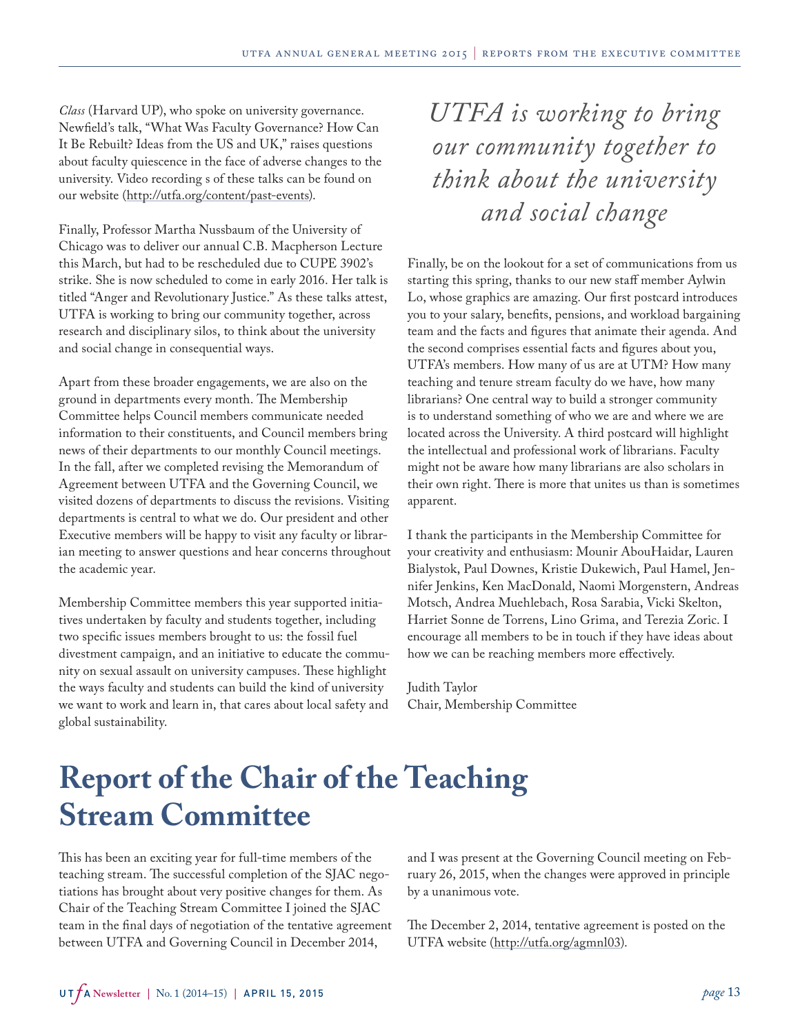*Class* (Harvard UP), who spoke on university governance. Newfield's talk, "What Was Faculty Governance? How Can It Be Rebuilt? Ideas from the US and UK," raises questions about faculty quiescence in the face of adverse changes to the university. Video recording s of these talks can be found on our website (http://utfa.org/content/past-events).

Finally, Professor Martha Nussbaum of the University of Chicago was to deliver our annual C.B. Macpherson Lecture this March, but had to be rescheduled due to CUPE 3902's strike. She is now scheduled to come in early 2016. Her talk is titled "Anger and Revolutionary Justice." As these talks attest, UTFA is working to bring our community together, across research and disciplinary silos, to think about the university and social change in consequential ways.

Apart from these broader engagements, we are also on the ground in departments every month. The Membership Committee helps Council members communicate needed information to their constituents, and Council members bring news of their departments to our monthly Council meetings. In the fall, after we completed revising the Memorandum of Agreement between UTFA and the Governing Council, we visited dozens of departments to discuss the revisions. Visiting departments is central to what we do. Our president and other Executive members will be happy to visit any faculty or librarian meeting to answer questions and hear concerns throughout the academic year.

Membership Committee members this year supported initiatives undertaken by faculty and students together, including two specific issues members brought to us: the fossil fuel divestment campaign, and an initiative to educate the community on sexual assault on university campuses. These highlight the ways faculty and students can build the kind of university we want to work and learn in, that cares about local safety and global sustainability.

> *UTFA is working to bring our community together to think about the university and social change*

Finally, be on the lookout for a set of communications from us starting this spring, thanks to our new staff member Aylwin Lo, whose graphics are amazing. Our first postcard introduces you to your salary, benefits, pensions, and workload bargaining team and the facts and figures that animate their agenda. And the second comprises essential facts and figures about you, UTFA's members. How many of us are at UTM? How many teaching and tenure stream faculty do we have, how many librarians? One central way to build a stronger community is to understand something of who we are and where we are located across the University. A third postcard will highlight the intellectual and professional work of librarians. Faculty might not be aware how many librarians are also scholars in their own right. There is more that unites us than is sometimes apparent.

I thank the participants in the Membership Committee for your creativity and enthusiasm: Mounir AbouHaidar, Lauren Bialystok, Paul Downes, Kristie Dukewich, Paul Hamel, Jennifer Jenkins, Ken MacDonald, Naomi Morgenstern, Andreas Motsch, Andrea Muehlebach, Rosa Sarabia, Vicki Skelton, Harriet Sonne de Torrens, Lino Grima, and Terezia Zoric. I encourage all members to be in touch if they have ideas about how we can be reaching members more effectively.

Judith Taylor
Chair, Membership Committee

# Report of the Chair of the Teaching Stream Committee

This has been an exciting year for full-time members of the teaching stream. The successful completion of the SJAC negotiations has brought about very positive changes for them. As Chair of the Teaching Stream Committee I joined the SJAC team in the final days of negotiation of the tentative agreement between UTFA and Governing Council in December 2014, and I was present at the Governing Council meeting on February 26, 2015, when the changes were approved in principle by a unanimous vote.

The December 2, 2014, tentative agreement is posted on the UTFA website (http://utfa.org/agmnl03).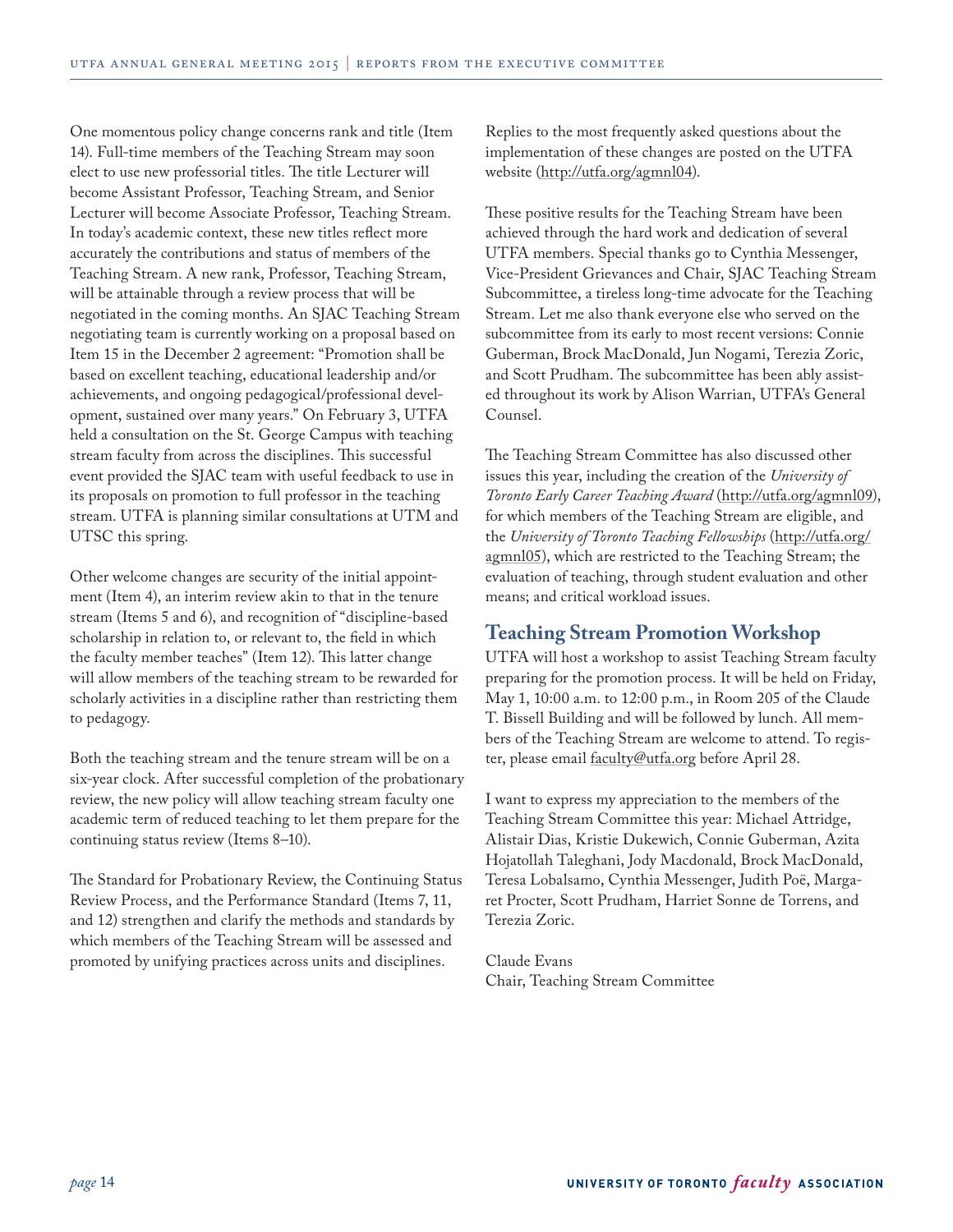One momentous policy change concerns rank and title (Item 14). Full-time members of the Teaching Stream may soon elect to use new professorial titles. The title Lecturer will become Assistant Professor, Teaching Stream, and Senior Lecturer will become Associate Professor, Teaching Stream. In today's academic context, these new titles reflect more accurately the contributions and status of members of the Teaching Stream. A new rank, Professor, Teaching Stream, will be attainable through a review process that will be negotiated in the coming months. An SJAC Teaching Stream negotiating team is currently working on a proposal based on Item 15 in the December 2 agreement: "Promotion shall be based on excellent teaching, educational leadership and/or achievements, and ongoing pedagogical/professional development, sustained over many years." On February 3, UTFA held a consultation on the St. George Campus with teaching stream faculty from across the disciplines. This successful event provided the SJAC team with useful feedback to use in its proposals on promotion to full professor in the teaching stream. UTFA is planning similar consultations at UTM and UTSC this spring.

Other welcome changes are security of the initial appointment (Item 4), an interim review akin to that in the tenure stream (Items 5 and 6), and recognition of "discipline-based scholarship in relation to, or relevant to, the field in which the faculty member teaches" (Item 12). This latter change will allow members of the teaching stream to be rewarded for scholarly activities in a discipline rather than restricting them to pedagogy.

Both the teaching stream and the tenure stream will be on a six-year clock. After successful completion of the probationary review, the new policy will allow teaching stream faculty one academic term of reduced teaching to let them prepare for the continuing status review (Items 8–10).

The Standard for Probationary Review, the Continuing Status Review Process, and the Performance Standard (Items 7, 11, and 12) strengthen and clarify the methods and standards by which members of the Teaching Stream will be assessed and promoted by unifying practices across units and disciplines.

Replies to the most frequently asked questions about the implementation of these changes are posted on the UTFA website (http://utfa.org/agmnl04).

These positive results for the Teaching Stream have been achieved through the hard work and dedication of several UTFA members. Special thanks go to Cynthia Messenger, Vice-President Grievances and Chair, SJAC Teaching Stream Subcommittee, a tireless long-time advocate for the Teaching Stream. Let me also thank everyone else who served on the subcommittee from its early to most recent versions: Connie Guberman, Brock MacDonald, Jun Nogami, Terezia Zoric, and Scott Prudham. The subcommittee has been ably assisted throughout its work by Alison Warrian, UTFA's General Counsel.

The Teaching Stream Committee has also discussed other issues this year, including the creation of the *University of Toronto Early Career Teaching Award* (http://utfa.org/agmnl09), for which members of the Teaching Stream are eligible, and the *University of Toronto Teaching Fellowships* (http://utfa.org/agmnl05), which are restricted to the Teaching Stream; the evaluation of teaching, through student evaluation and other means; and critical workload issues.

## Teaching Stream Promotion Workshop

UTFA will host a workshop to assist Teaching Stream faculty preparing for the promotion process. It will be held on Friday, May 1, 10:00 a.m. to 12:00 p.m., in Room 205 of the Claude T. Bissell Building and will be followed by lunch. All members of the Teaching Stream are welcome to attend. To register, please email faculty@utfa.org before April 28.

I want to express my appreciation to the members of the Teaching Stream Committee this year: Michael Attridge, Alistair Dias, Kristie Dukewich, Connie Guberman, Azita Hojatollah Taleghani, Jody Macdonald, Brock MacDonald, Teresa Lobalsamo, Cynthia Messenger, Judith Poë, Margaret Procter, Scott Prudham, Harriet Sonne de Torrens, and Terezia Zoric.

Claude Evans  
Chair, Teaching Stream Committee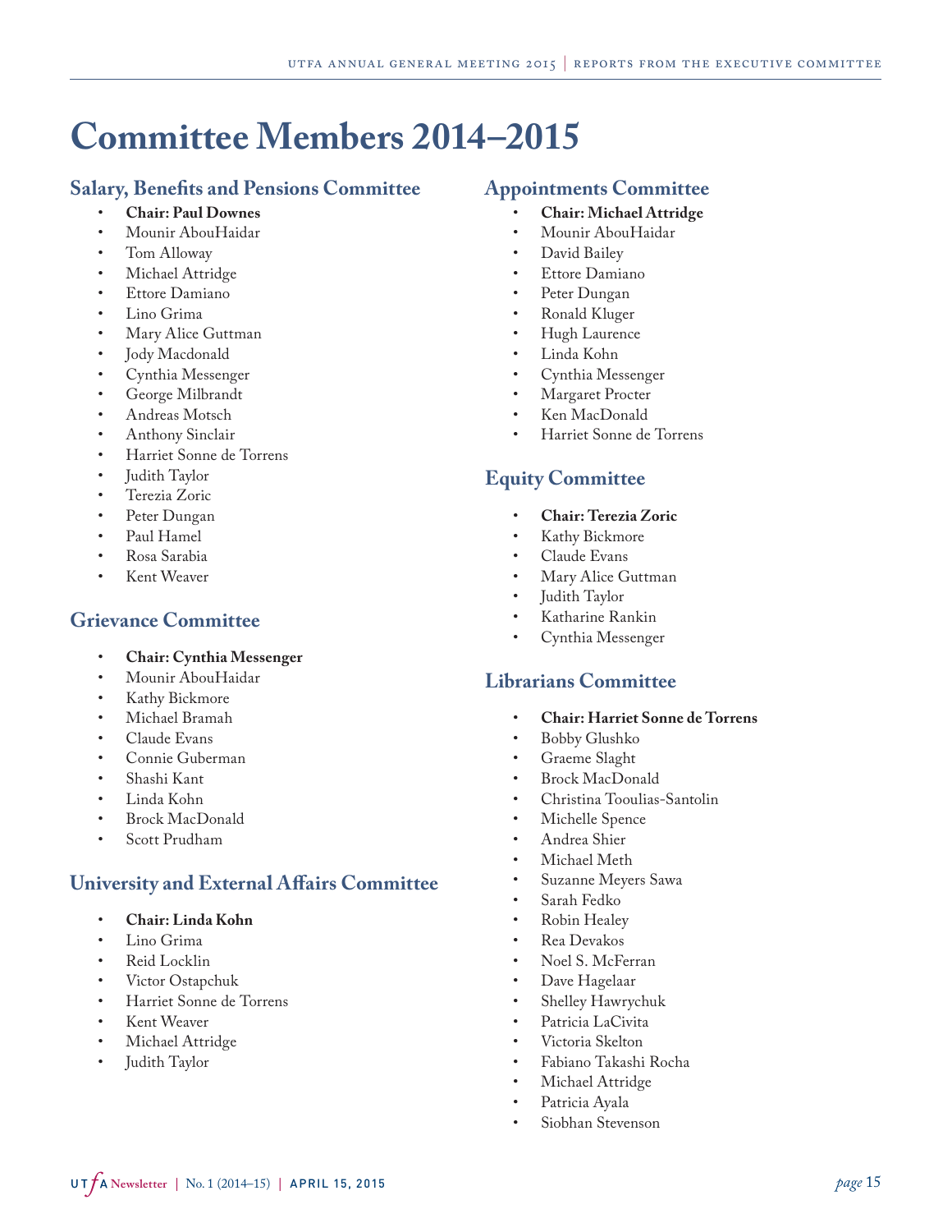# Committee Members 2014–2015

## Salary, Benefits and Pensions Committee

- **Chair: Paul Downes**
- Mounir AbouHaidar
- Tom Alloway
- Michael Attridge
- Ettore Damiano
- Lino Grima
- Mary Alice Guttman
- Jody Macdonald
- Cynthia Messenger
- George Milbrandt
- Andreas Motsch
- Anthony Sinclair
- Harriet Sonne de Torrens
- Judith Taylor
- Terezia Zoric
- Peter Dungan
- Paul Hamel
- Rosa Sarabia
- Kent Weaver

## Grievance Committee

- **Chair: Cynthia Messenger**
- Mounir AbouHaidar
- Kathy Bickmore
- Michael Bramah
- Claude Evans
- Connie Guberman
- Shashi Kant
- Linda Kohn
- Brock MacDonald
- Scott Prudham

## University and External Affairs Committee

- **Chair: Linda Kohn**
- Lino Grima
- Reid Locklin
- Victor Ostapchuk
- Harriet Sonne de Torrens
- Kent Weaver
- Michael Attridge
- Judith Taylor

## Appointments Committee

- **Chair: Michael Attridge**
- Mounir AbouHaidar
- David Bailey
- Ettore Damiano
- Peter Dungan
- Ronald Kluger
- Hugh Laurence
- Linda Kohn
- Cynthia Messenger
- Margaret Procter
- Ken MacDonald
- Harriet Sonne de Torrens

## Equity Committee

- **Chair: Terezia Zoric**
- Kathy Bickmore
- Claude Evans
- Mary Alice Guttman
- Judith Taylor
- Katharine Rankin
- Cynthia Messenger

## Librarians Committee

- **Chair: Harriet Sonne de Torrens**
- Bobby Glushko
- Graeme Slaght
- Brock MacDonald
- Christina Tooulias-Santolin
- Michelle Spence
- Andrea Shier
- Michael Meth
- Suzanne Meyers Sawa
- Sarah Fedko
- Robin Healey
- Rea Devakos
- Noel S. McFerran
- Dave Hagelaar
- Shelley Hawrychuk
- Patricia LaCivita
- Victoria Skelton
- Fabiano Takashi Rocha
- Michael Attridge
- Patricia Ayala
- Siobhan Stevenson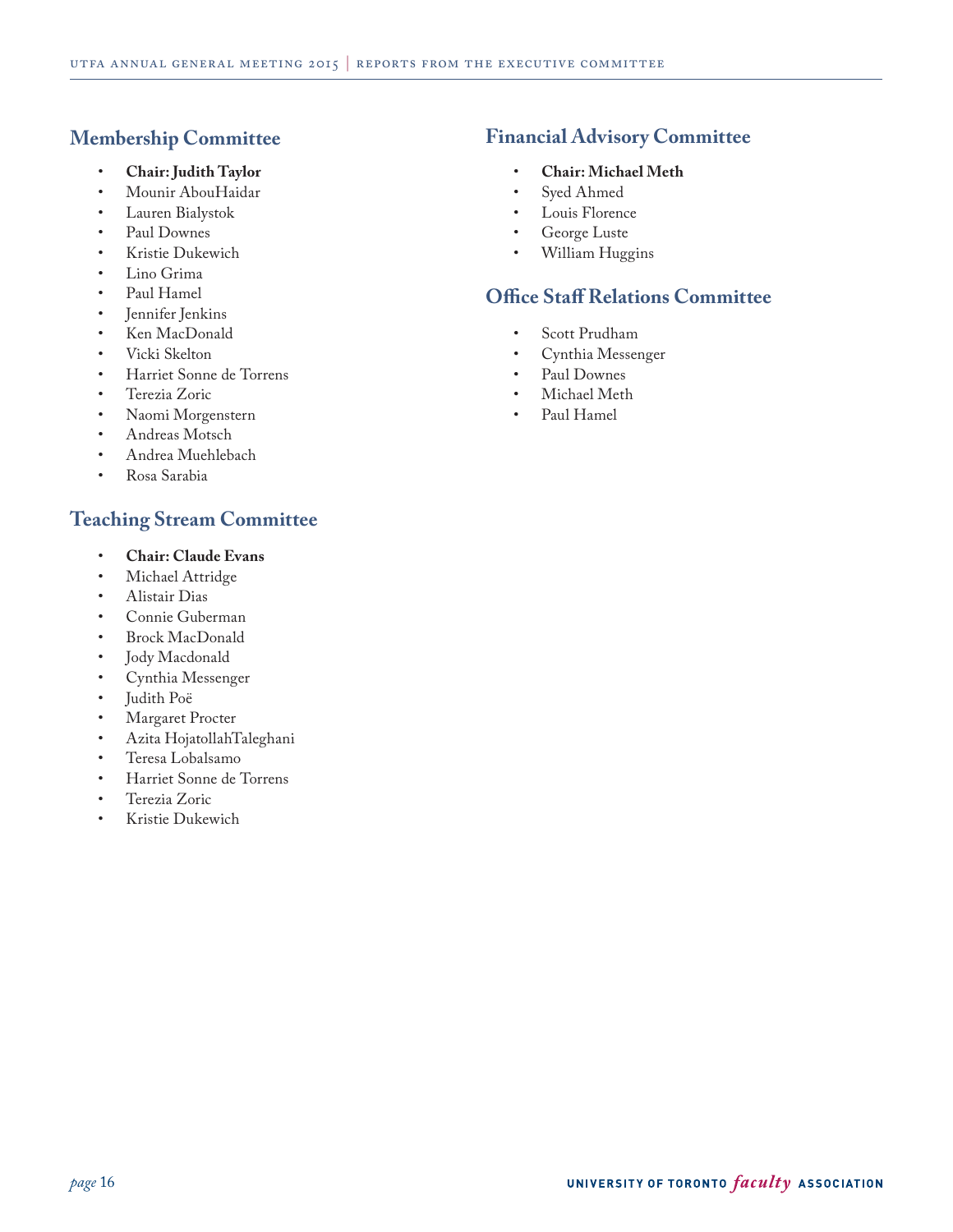## Membership Committee

- **Chair: Judith Taylor**
- Mounir AbouHaidar
- Lauren Bialystok
- Paul Downes
- Kristie Dukewich
- Lino Grima
- Paul Hamel
- Jennifer Jenkins
- Ken MacDonald
- Vicki Skelton
- Harriet Sonne de Torrens
- Terezia Zoric
- Naomi Morgenstern
- Andreas Motsch
- Andrea Muehlebach
- Rosa Sarabia

## Teaching Stream Committee

- **Chair: Claude Evans**
- Michael Attridge
- Alistair Dias
- Connie Guberman
- Brock MacDonald
- Jody Macdonald
- Cynthia Messenger
- Judith Poë
- Margaret Procter
- Azita HojatollahTaleghani
- Teresa Lobalsamo
- Harriet Sonne de Torrens
- Terezia Zoric
- Kristie Dukewich

## Financial Advisory Committee

- **Chair: Michael Meth**
- Syed Ahmed
- Louis Florence
- George Luste
- William Huggins

## Office Staff Relations Committee

- Scott Prudham
- Cynthia Messenger
- Paul Downes
- Michael Meth
- Paul Hamel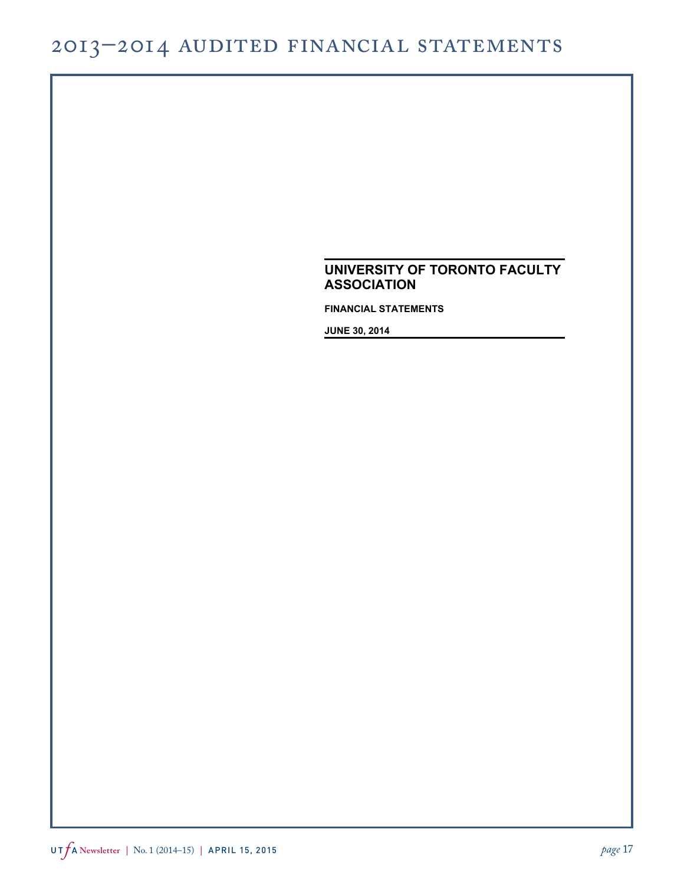# UNIVERSITY OF TORONTO FACULTY ASSOCIATION

**FINANCIAL STATEMENTS**

**JUNE 30, 2014**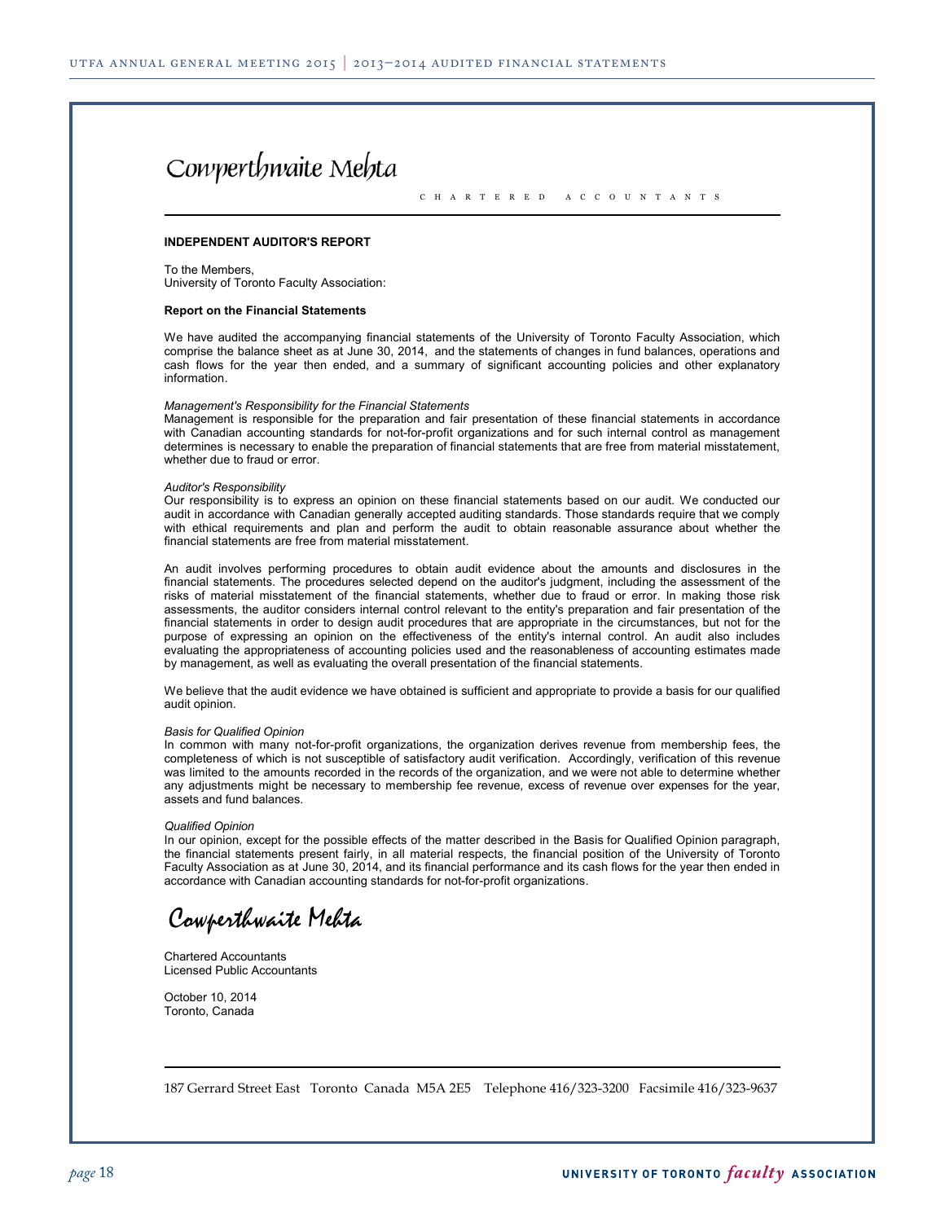# Cowperthwaite Mehta

CHARTERED ACCOUNTANTS

**INDEPENDENT AUDITOR'S REPORT**

To the Members,
University of Toronto Faculty Association:

**Report on the Financial Statements**

We have audited the accompanying financial statements of the University of Toronto Faculty Association, which comprise the balance sheet as at June 30, 2014, and the statements of changes in fund balances, operations and cash flows for the year then ended, and a summary of significant accounting policies and other explanatory information.

*Management's Responsibility for the Financial Statements*
Management is responsible for the preparation and fair presentation of these financial statements in accordance with Canadian accounting standards for not-for-profit organizations and for such internal control as management determines is necessary to enable the preparation of financial statements that are free from material misstatement, whether due to fraud or error.

*Auditor's Responsibility*
Our responsibility is to express an opinion on these financial statements based on our audit. We conducted our audit in accordance with Canadian generally accepted auditing standards. Those standards require that we comply with ethical requirements and plan and perform the audit to obtain reasonable assurance about whether the financial statements are free from material misstatement.

An audit involves performing procedures to obtain audit evidence about the amounts and disclosures in the financial statements. The procedures selected depend on the auditor's judgment, including the assessment of the risks of material misstatement of the financial statements, whether due to fraud or error. In making those risk assessments, the auditor considers internal control relevant to the entity's preparation and fair presentation of the financial statements in order to design audit procedures that are appropriate in the circumstances, but not for the purpose of expressing an opinion on the effectiveness of the entity's internal control. An audit also includes evaluating the appropriateness of accounting policies used and the reasonableness of accounting estimates made by management, as well as evaluating the overall presentation of the financial statements.

We believe that the audit evidence we have obtained is sufficient and appropriate to provide a basis for our qualified audit opinion.

*Basis for Qualified Opinion*
In common with many not-for-profit organizations, the organization derives revenue from membership fees, the completeness of which is not susceptible of satisfactory audit verification. Accordingly, verification of this revenue was limited to the amounts recorded in the records of the organization, and we were not able to determine whether any adjustments might be necessary to membership fee revenue, excess of revenue over expenses for the year, assets and fund balances.

*Qualified Opinion*
In our opinion, except for the possible effects of the matter described in the Basis for Qualified Opinion paragraph, the financial statements present fairly, in all material respects, the financial position of the University of Toronto Faculty Association as at June 30, 2014, and its financial performance and its cash flows for the year then ended in accordance with Canadian accounting standards for not-for-profit organizations.

Cowperthwaite Mehta

Chartered Accountants
Licensed Public Accountants

October 10, 2014
Toronto, Canada

187 Gerrard Street East Toronto Canada M5A 2E5 Telephone 416/323-3200 Facsimile 416/323-9637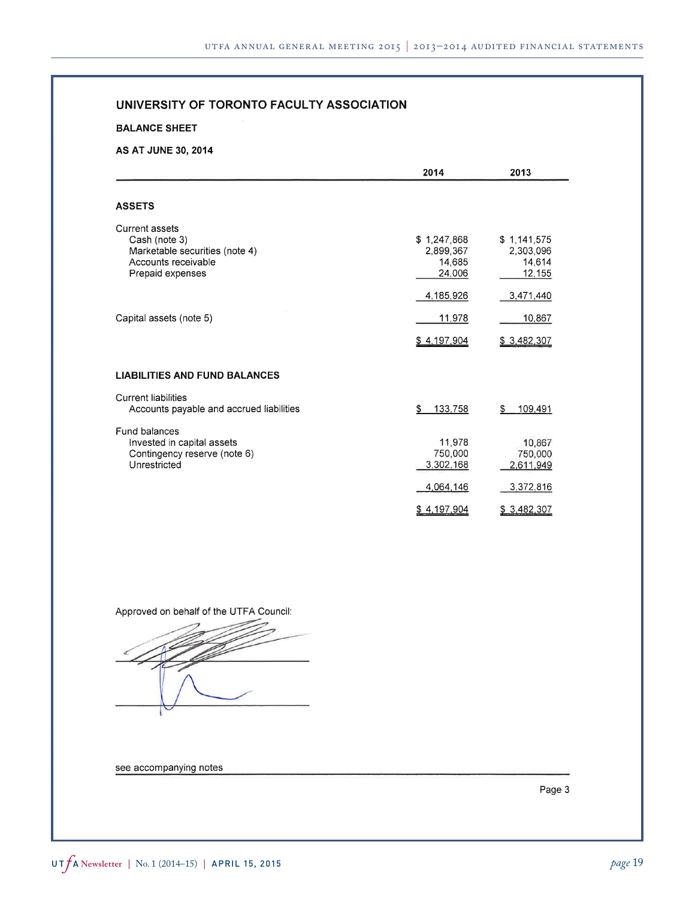## UNIVERSITY OF TORONTO FACULTY ASSOCIATION

### BALANCE SHEET

### AS AT JUNE 30, 2014

| | 2014 | 2013 |
|---|---:|---:|
| **ASSETS** | | |
| Current assets | | |
| Cash (note 3) | $ 1,247,868 | $ 1,141,575 |
| Marketable securities (note 4) | 2,899,367 | 2,303,096 |
| Accounts receivable | 14,685 | 14,614 |
| Prepaid expenses | 24,006 | 12,155 |
| | 4,185,926 | 3,471,440 |
| Capital assets (note 5) | 11,978 | 10,867 |
| | $ 4,197,904 | $ 3,482,307 |
| **LIABILITIES AND FUND BALANCES** | | |
| Current liabilities | | |
| Accounts payable and accrued liabilities | $ 133,758 | $ 109,491 |
| Fund balances | | |
| Invested in capital assets | 11,978 | 10,867 |
| Contingency reserve (note 6) | 750,000 | 750,000 |
| Unrestricted | 3,302,168 | 2,611,949 |
| | 4,064,146 | 3,372,816 |
| | $ 4,197,904 | $ 3,482,307 |

Approved on behalf of the UTFA Council:

see accompanying notes

Page 3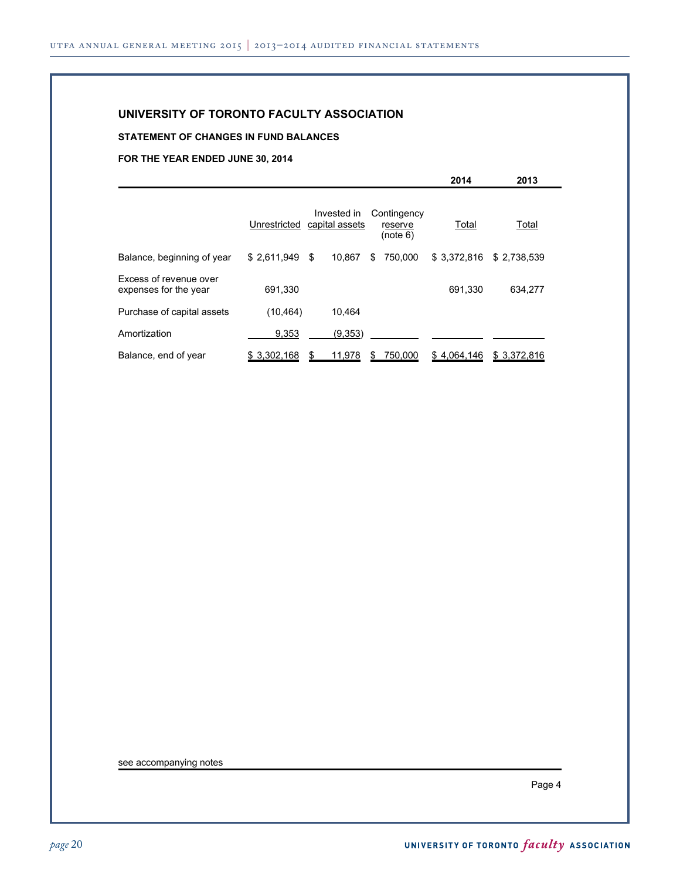# UNIVERSITY OF TORONTO FACULTY ASSOCIATION

## STATEMENT OF CHANGES IN FUND BALANCES

### FOR THE YEAR ENDED JUNE 30, 2014

| | | | | 2014 | 2013 |
|---|---|---|---|---|---|
| | Unrestricted | Invested in capital assets | Contingency reserve (note 6) | Total | Total |
| Balance, beginning of year | $ 2,611,949 | $ 10,867 | $ 750,000 | $ 3,372,816 | $ 2,738,539 |
| Excess of revenue over expenses for the year | 691,330 | | | 691,330 | 634,277 |
| Purchase of capital assets | (10,464) | 10,464 | | | |
| Amortization | 9,353 | (9,353) | | | |
| Balance, end of year | $ 3,302,168 | $ 11,978 | $ 750,000 | $ 4,064,146 | $ 3,372,816 |

see accompanying notes

Page 4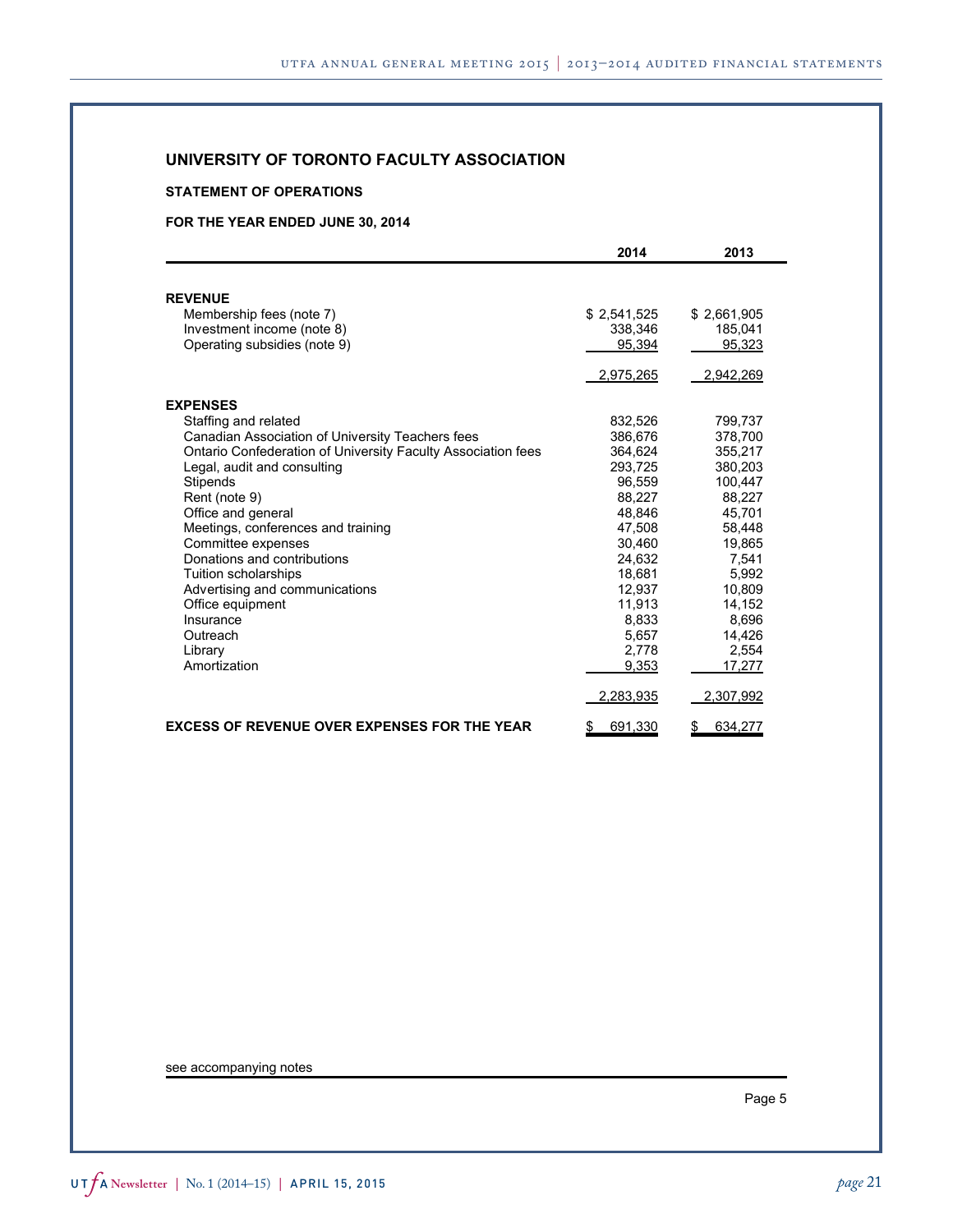## UNIVERSITY OF TORONTO FACULTY ASSOCIATION

### STATEMENT OF OPERATIONS

### FOR THE YEAR ENDED JUNE 30, 2014

| | 2014 | 2013 |
|---|---|---|
| **REVENUE** | | |
| Membership fees (note 7) | $ 2,541,525 | $ 2,661,905 |
| Investment income (note 8) | 338,346 | 185,041 |
| Operating subsidies (note 9) | 95,394 | 95,323 |
| | 2,975,265 | 2,942,269 |
| **EXPENSES** | | |
| Staffing and related | 832,526 | 799,737 |
| Canadian Association of University Teachers fees | 386,676 | 378,700 |
| Ontario Confederation of University Faculty Association fees | 364,624 | 355,217 |
| Legal, audit and consulting | 293,725 | 380,203 |
| Stipends | 96,559 | 100,447 |
| Rent (note 9) | 88,227 | 88,227 |
| Office and general | 48,846 | 45,701 |
| Meetings, conferences and training | 47,508 | 58,448 |
| Committee expenses | 30,460 | 19,865 |
| Donations and contributions | 24,632 | 7,541 |
| Tuition scholarships | 18,681 | 5,992 |
| Advertising and communications | 12,937 | 10,809 |
| Office equipment | 11,913 | 14,152 |
| Insurance | 8,833 | 8,696 |
| Outreach | 5,657 | 14,426 |
| Library | 2,778 | 2,554 |
| Amortization | 9,353 | 17,277 |
| | 2,283,935 | 2,307,992 |
| **EXCESS OF REVENUE OVER EXPENSES FOR THE YEAR** | $ 691,330 | $ 634,277 |

see accompanying notes

Page 5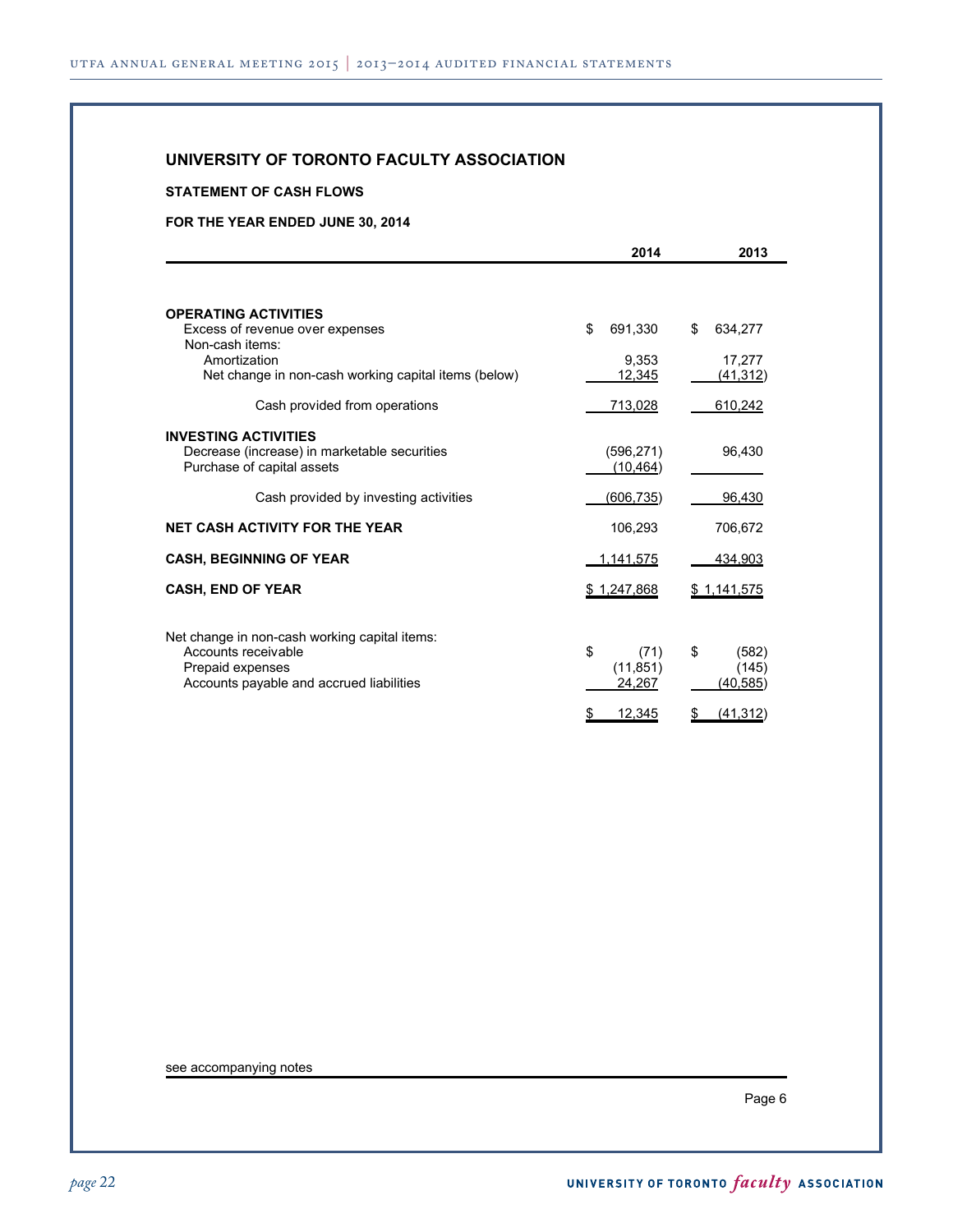# UNIVERSITY OF TORONTO FACULTY ASSOCIATION

## STATEMENT OF CASH FLOWS

**FOR THE YEAR ENDED JUNE 30, 2014**

| | 2014 | 2013 |
|---|---|---|
| **OPERATING ACTIVITIES** | | |
| Excess of revenue over expenses | $ 691,330 | $ 634,277 |
| Non-cash items: | | |
| Amortization | 9,353 | 17,277 |
| Net change in non-cash working capital items (below) | 12,345 | (41,312) |
| Cash provided from operations | 713,028 | 610,242 |
| **INVESTING ACTIVITIES** | | |
| Decrease (increase) in marketable securities | (596,271) | 96,430 |
| Purchase of capital assets | (10,464) | |
| Cash provided by investing activities | (606,735) | 96,430 |
| **NET CASH ACTIVITY FOR THE YEAR** | 106,293 | 706,672 |
| **CASH, BEGINNING OF YEAR** | 1,141,575 | 434,903 |
| **CASH, END OF YEAR** | $ 1,247,868 | $ 1,141,575 |
| | | |
| Net change in non-cash working capital items: | | |
| Accounts receivable | $ (71) | $ (582) |
| Prepaid expenses | (11,851) | (145) |
| Accounts payable and accrued liabilities | 24,267 | (40,585) |
| | $ 12,345 | $ (41,312) |

see accompanying notes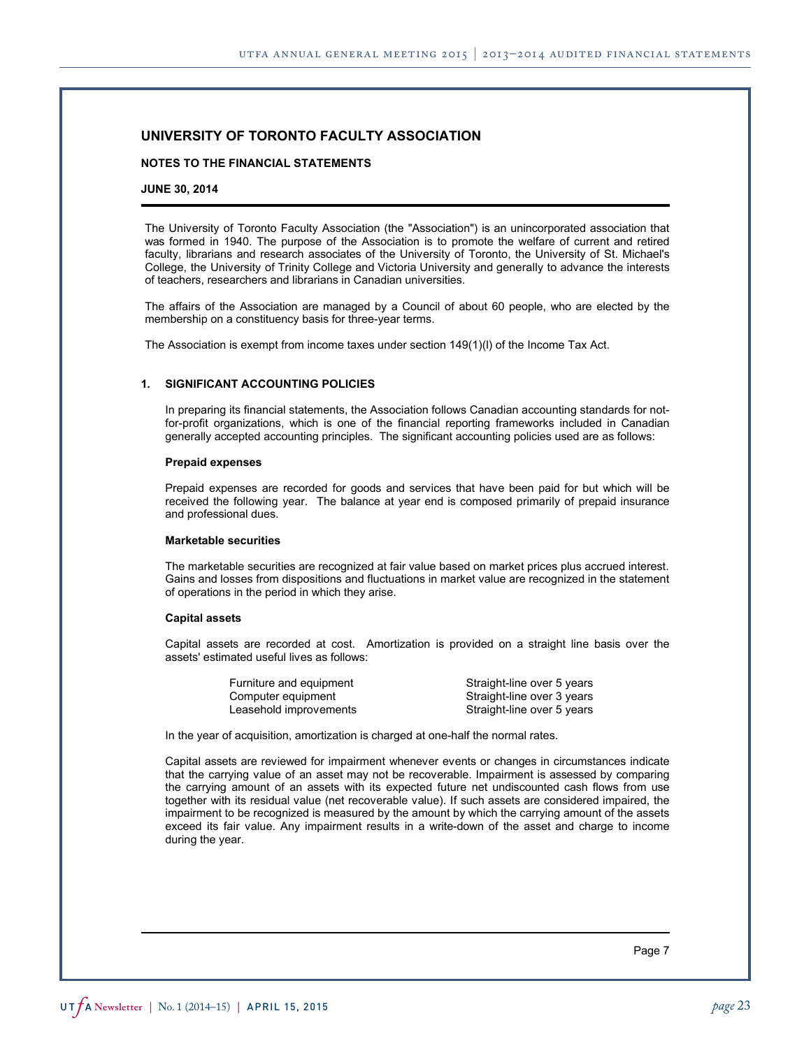# UNIVERSITY OF TORONTO FACULTY ASSOCIATION

**NOTES TO THE FINANCIAL STATEMENTS**

**JUNE 30, 2014**

The University of Toronto Faculty Association (the "Association") is an unincorporated association that was formed in 1940. The purpose of the Association is to promote the welfare of current and retired faculty, librarians and research associates of the University of Toronto, the University of St. Michael's College, the University of Trinity College and Victoria University and generally to advance the interests of teachers, researchers and librarians in Canadian universities.

The affairs of the Association are managed by a Council of about 60 people, who are elected by the membership on a constituency basis for three-year terms.

The Association is exempt from income taxes under section 149(1)(l) of the Income Tax Act.

## 1. SIGNIFICANT ACCOUNTING POLICIES

In preparing its financial statements, the Association follows Canadian accounting standards for not-for-profit organizations, which is one of the financial reporting frameworks included in Canadian generally accepted accounting principles. The significant accounting policies used are as follows:

**Prepaid expenses**

Prepaid expenses are recorded for goods and services that have been paid for but which will be received the following year. The balance at year end is composed primarily of prepaid insurance and professional dues.

**Marketable securities**

The marketable securities are recognized at fair value based on market prices plus accrued interest. Gains and losses from dispositions and fluctuations in market value are recognized in the statement of operations in the period in which they arise.

**Capital assets**

Capital assets are recorded at cost. Amortization is provided on a straight line basis over the assets' estimated useful lives as follows:

| | |
|---|---|
| Furniture and equipment | Straight-line over 5 years |
| Computer equipment | Straight-line over 3 years |
| Leasehold improvements | Straight-line over 5 years |

In the year of acquisition, amortization is charged at one-half the normal rates.

Capital assets are reviewed for impairment whenever events or changes in circumstances indicate that the carrying value of an asset may not be recoverable. Impairment is assessed by comparing the carrying amount of an assets with its expected future net undiscounted cash flows from use together with its residual value (net recoverable value). If such assets are considered impaired, the impairment to be recognized is measured by the amount by which the carrying amount of the assets exceed its fair value. Any impairment results in a write-down of the asset and charge to income during the year.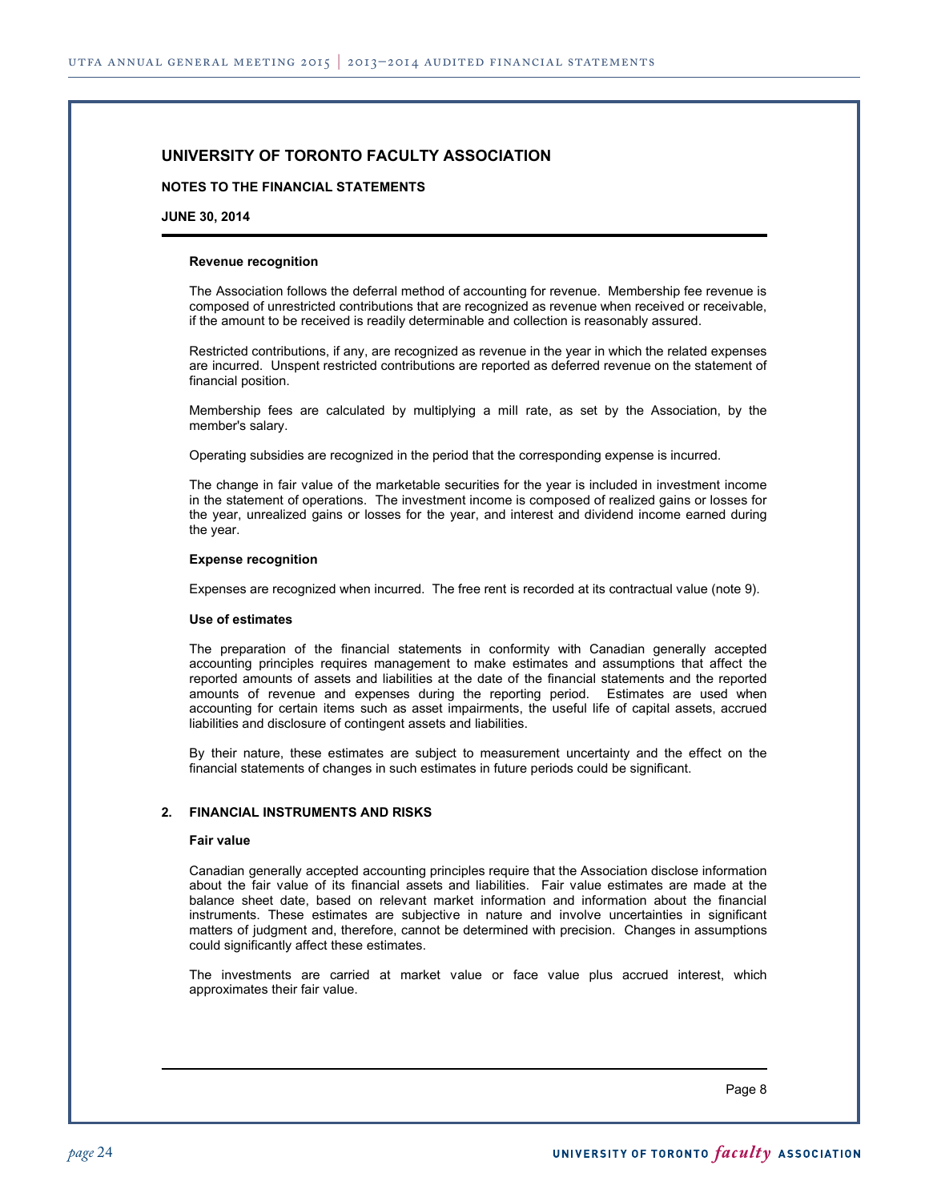## UNIVERSITY OF TORONTO FACULTY ASSOCIATION

**NOTES TO THE FINANCIAL STATEMENTS**

**JUNE 30, 2014**

**Revenue recognition**

The Association follows the deferral method of accounting for revenue. Membership fee revenue is composed of unrestricted contributions that are recognized as revenue when received or receivable, if the amount to be received is readily determinable and collection is reasonably assured.

Restricted contributions, if any, are recognized as revenue in the year in which the related expenses are incurred. Unspent restricted contributions are reported as deferred revenue on the statement of financial position.

Membership fees are calculated by multiplying a mill rate, as set by the Association, by the member's salary.

Operating subsidies are recognized in the period that the corresponding expense is incurred.

The change in fair value of the marketable securities for the year is included in investment income in the statement of operations. The investment income is composed of realized gains or losses for the year, unrealized gains or losses for the year, and interest and dividend income earned during the year.

**Expense recognition**

Expenses are recognized when incurred. The free rent is recorded at its contractual value (note 9).

**Use of estimates**

The preparation of the financial statements in conformity with Canadian generally accepted accounting principles requires management to make estimates and assumptions that affect the reported amounts of assets and liabilities at the date of the financial statements and the reported amounts of revenue and expenses during the reporting period. Estimates are used when accounting for certain items such as asset impairments, the useful life of capital assets, accrued liabilities and disclosure of contingent assets and liabilities.

By their nature, these estimates are subject to measurement uncertainty and the effect on the financial statements of changes in such estimates in future periods could be significant.

### 2. FINANCIAL INSTRUMENTS AND RISKS

**Fair value**

Canadian generally accepted accounting principles require that the Association disclose information about the fair value of its financial assets and liabilities. Fair value estimates are made at the balance sheet date, based on relevant market information and information about the financial instruments. These estimates are subjective in nature and involve uncertainties in significant matters of judgment and, therefore, cannot be determined with precision. Changes in assumptions could significantly affect these estimates.

The investments are carried at market value or face value plus accrued interest, which approximates their fair value.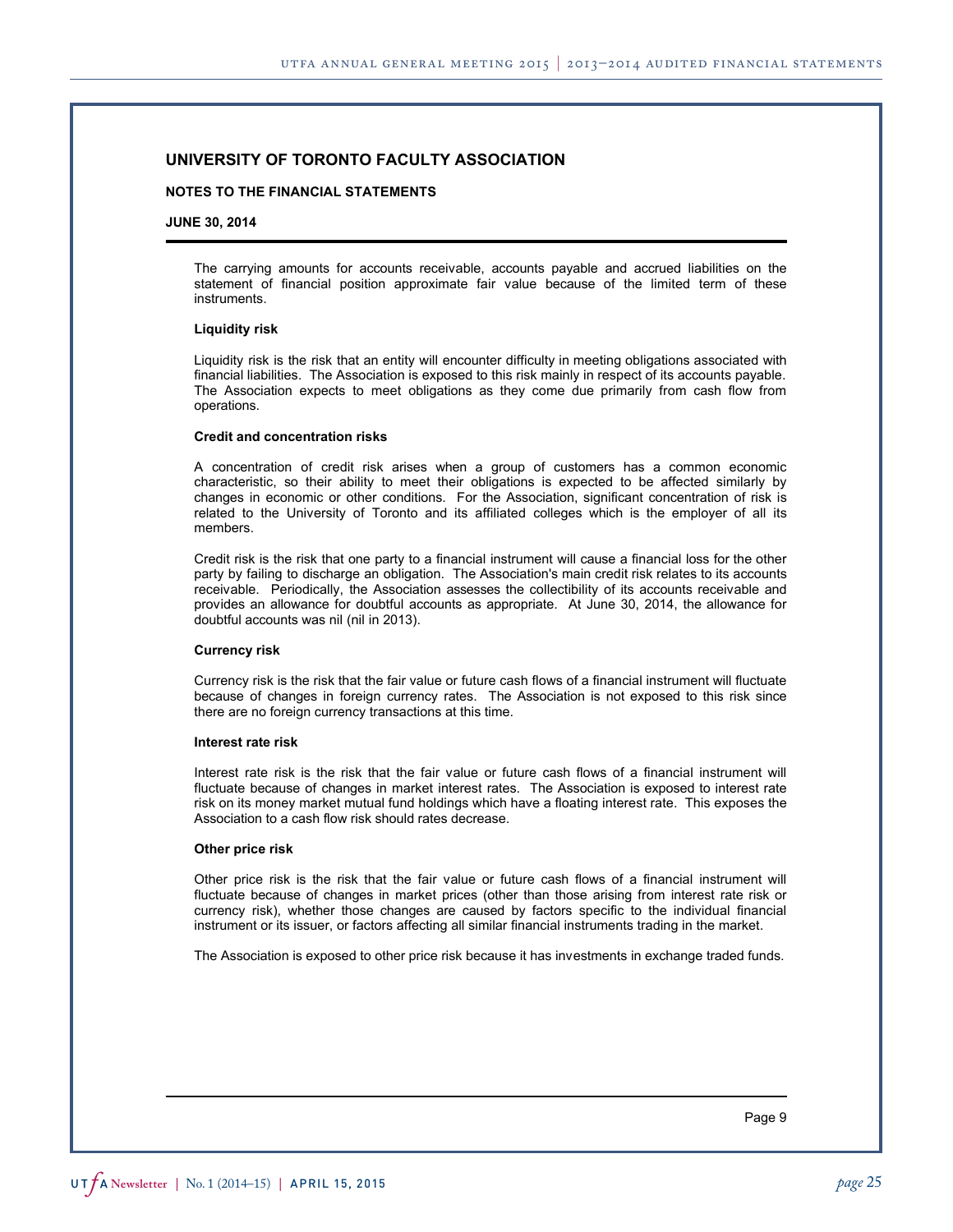## UNIVERSITY OF TORONTO FACULTY ASSOCIATION

**NOTES TO THE FINANCIAL STATEMENTS**

**JUNE 30, 2014**

The carrying amounts for accounts receivable, accounts payable and accrued liabilities on the statement of financial position approximate fair value because of the limited term of these instruments.

**Liquidity risk**

Liquidity risk is the risk that an entity will encounter difficulty in meeting obligations associated with financial liabilities. The Association is exposed to this risk mainly in respect of its accounts payable. The Association expects to meet obligations as they come due primarily from cash flow from operations.

**Credit and concentration risks**

A concentration of credit risk arises when a group of customers has a common economic characteristic, so their ability to meet their obligations is expected to be affected similarly by changes in economic or other conditions. For the Association, significant concentration of risk is related to the University of Toronto and its affiliated colleges which is the employer of all its members.

Credit risk is the risk that one party to a financial instrument will cause a financial loss for the other party by failing to discharge an obligation. The Association's main credit risk relates to its accounts receivable. Periodically, the Association assesses the collectibility of its accounts receivable and provides an allowance for doubtful accounts as appropriate. At June 30, 2014, the allowance for doubtful accounts was nil (nil in 2013).

**Currency risk**

Currency risk is the risk that the fair value or future cash flows of a financial instrument will fluctuate because of changes in foreign currency rates. The Association is not exposed to this risk since there are no foreign currency transactions at this time.

**Interest rate risk**

Interest rate risk is the risk that the fair value or future cash flows of a financial instrument will fluctuate because of changes in market interest rates. The Association is exposed to interest rate risk on its money market mutual fund holdings which have a floating interest rate. This exposes the Association to a cash flow risk should rates decrease.

**Other price risk**

Other price risk is the risk that the fair value or future cash flows of a financial instrument will fluctuate because of changes in market prices (other than those arising from interest rate risk or currency risk), whether those changes are caused by factors specific to the individual financial instrument or its issuer, or factors affecting all similar financial instruments trading in the market.

The Association is exposed to other price risk because it has investments in exchange traded funds.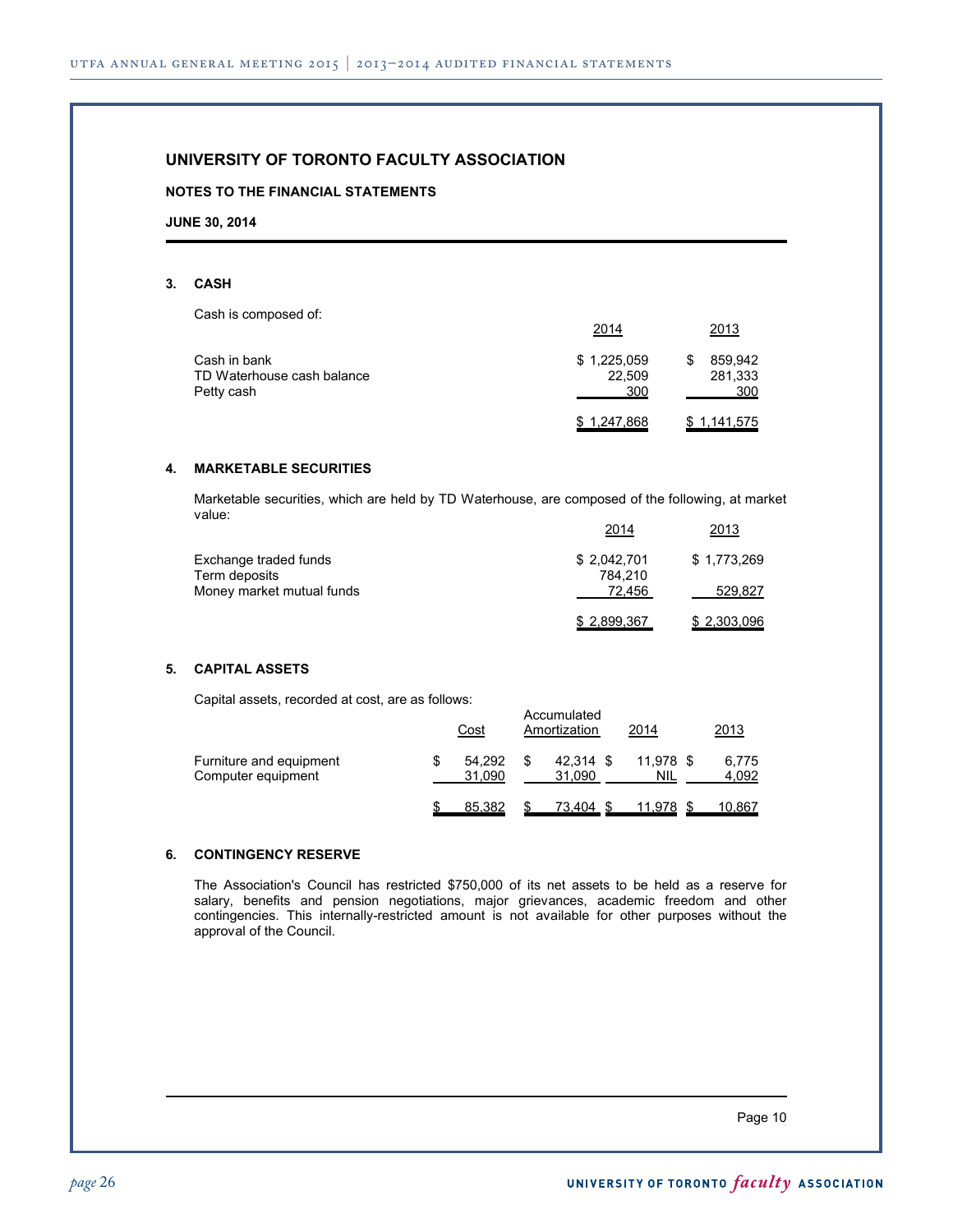# UNIVERSITY OF TORONTO FACULTY ASSOCIATION

**NOTES TO THE FINANCIAL STATEMENTS**

**JUNE 30, 2014**

## 3. CASH

Cash is composed of:

| | 2014 | 2013 |
|---|---|---|
| Cash in bank | $ 1,225,059 | $ 859,942 |
| TD Waterhouse cash balance | 22,509 | 281,333 |
| Petty cash | 300 | 300 |
| | $ 1,247,868 | $ 1,141,575 |

## 4. MARKETABLE SECURITIES

Marketable securities, which are held by TD Waterhouse, are composed of the following, at market value:

| | 2014 | 2013 |
|---|---|---|
| Exchange traded funds | $ 2,042,701 | $ 1,773,269 |
| Term deposits | 784,210 | |
| Money market mutual funds | 72,456 | 529,827 |
| | $ 2,899,367 | $ 2,303,096 |

## 5. CAPITAL ASSETS

Capital assets, recorded at cost, are as follows:

| | Cost | Accumulated Amortization | 2014 | 2013 |
|---|---|---|---|---|
| Furniture and equipment | $ 54,292 | $ 42,314 | $ 11,978 | $ 6,775 |
| Computer equipment | 31,090 | 31,090 | NIL | 4,092 |
| | $ 85,382 | $ 73,404 | $ 11,978 | $ 10,867 |

## 6. CONTINGENCY RESERVE

The Association's Council has restricted $750,000 of its net assets to be held as a reserve for salary, benefits and pension negotiations, major grievances, academic freedom and other contingencies. This internally-restricted amount is not available for other purposes without the approval of the Council.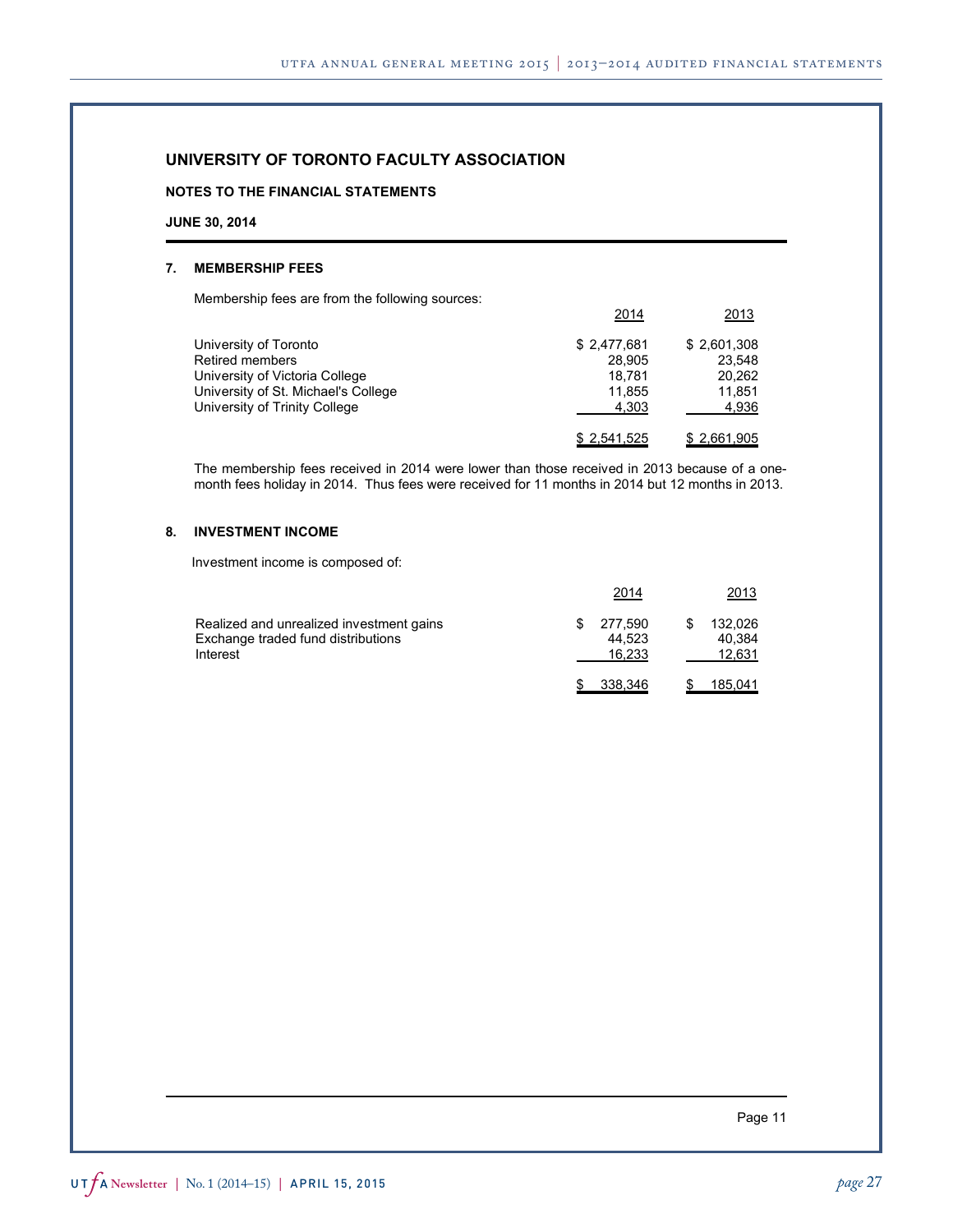# UNIVERSITY OF TORONTO FACULTY ASSOCIATION

**NOTES TO THE FINANCIAL STATEMENTS**

**JUNE 30, 2014**

## 7. MEMBERSHIP FEES

Membership fees are from the following sources:

| | 2014 | 2013 |
|---|---|---|
| University of Toronto | $ 2,477,681 | $ 2,601,308 |
| Retired members | 28,905 | 23,548 |
| University of Victoria College | 18,781 | 20,262 |
| University of St. Michael's College | 11,855 | 11,851 |
| University of Trinity College | 4,303 | 4,936 |
| | $ 2,541,525 | $ 2,661,905 |

The membership fees received in 2014 were lower than those received in 2013 because of a one-month fees holiday in 2014. Thus fees were received for 11 months in 2014 but 12 months in 2013.

## 8. INVESTMENT INCOME

Investment income is composed of:

| | 2014 | 2013 |
|---|---|---|
| Realized and unrealized investment gains | $ 277,590 | $ 132,026 |
| Exchange traded fund distributions | 44,523 | 40,384 |
| Interest | 16,233 | 12,631 |
| | $ 338,346 | $ 185,041 |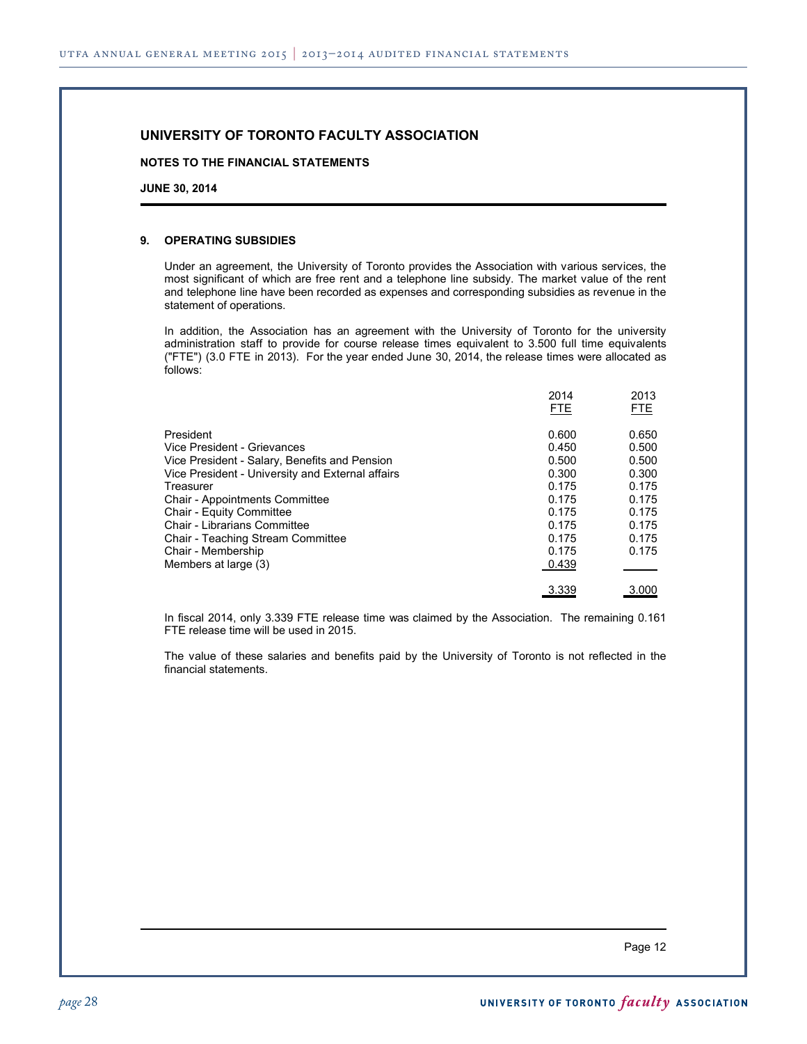# UNIVERSITY OF TORONTO FACULTY ASSOCIATION

**NOTES TO THE FINANCIAL STATEMENTS**

**JUNE 30, 2014**

## 9. OPERATING SUBSIDIES

Under an agreement, the University of Toronto provides the Association with various services, the most significant of which are free rent and a telephone line subsidy. The market value of the rent and telephone line have been recorded as expenses and corresponding subsidies as revenue in the statement of operations.

In addition, the Association has an agreement with the University of Toronto for the university administration staff to provide for course release times equivalent to 3.500 full time equivalents ("FTE") (3.0 FTE in 2013). For the year ended June 30, 2014, the release times were allocated as follows:

| | 2014 FTE | 2013 FTE |
|---|---|---|
| President | 0.600 | 0.650 |
| Vice President - Grievances | 0.450 | 0.500 |
| Vice President - Salary, Benefits and Pension | 0.500 | 0.500 |
| Vice President - University and External affairs | 0.300 | 0.300 |
| Treasurer | 0.175 | 0.175 |
| Chair - Appointments Committee | 0.175 | 0.175 |
| Chair - Equity Committee | 0.175 | 0.175 |
| Chair - Librarians Committee | 0.175 | 0.175 |
| Chair - Teaching Stream Committee | 0.175 | 0.175 |
| Chair - Membership | 0.175 | 0.175 |
| Members at large (3) | 0.439 | |
| | 3.339 | 3.000 |

In fiscal 2014, only 3.339 FTE release time was claimed by the Association. The remaining 0.161 FTE release time will be used in 2015.

The value of these salaries and benefits paid by the University of Toronto is not reflected in the financial statements.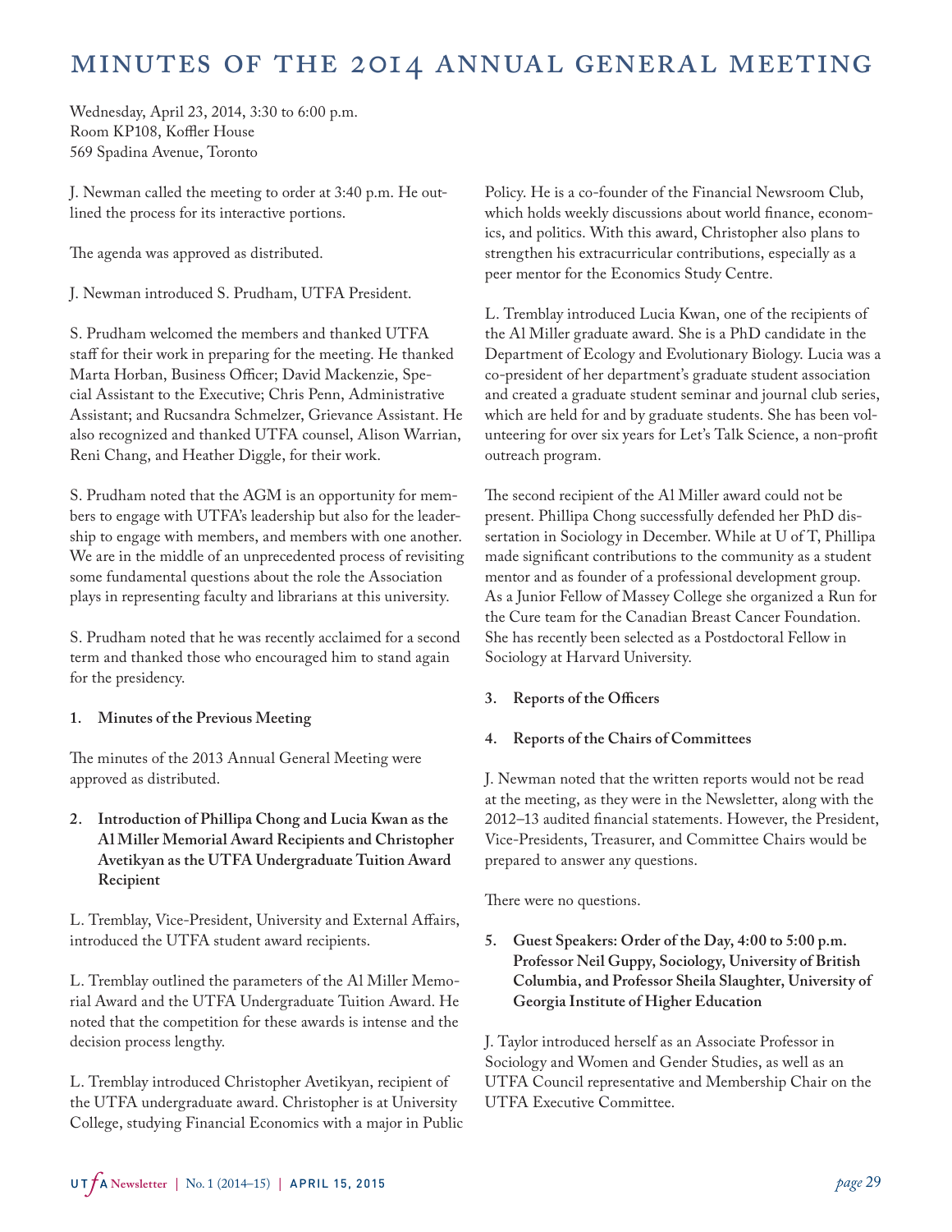# MINUTES OF THE 2014 ANNUAL GENERAL MEETING

Wednesday, April 23, 2014, 3:30 to 6:00 p.m.
Room KP108, Koffler House
569 Spadina Avenue, Toronto

J. Newman called the meeting to order at 3:40 p.m. He outlined the process for its interactive portions.

The agenda was approved as distributed.

J. Newman introduced S. Prudham, UTFA President.

S. Prudham welcomed the members and thanked UTFA staff for their work in preparing for the meeting. He thanked Marta Horban, Business Officer; David Mackenzie, Special Assistant to the Executive; Chris Penn, Administrative Assistant; and Rucsandra Schmelzer, Grievance Assistant. He also recognized and thanked UTFA counsel, Alison Warrian, Reni Chang, and Heather Diggle, for their work.

S. Prudham noted that the AGM is an opportunity for members to engage with UTFA's leadership but also for the leadership to engage with members, and members with one another. We are in the middle of an unprecedented process of revisiting some fundamental questions about the role the Association plays in representing faculty and librarians at this university.

S. Prudham noted that he was recently acclaimed for a second term and thanked those who encouraged him to stand again for the presidency.

**1. Minutes of the Previous Meeting**

The minutes of the 2013 Annual General Meeting were approved as distributed.

**2. Introduction of Phillipa Chong and Lucia Kwan as the Al Miller Memorial Award Recipients and Christopher Avetikyan as the UTFA Undergraduate Tuition Award Recipient**

L. Tremblay, Vice-President, University and External Affairs, introduced the UTFA student award recipients.

L. Tremblay outlined the parameters of the Al Miller Memorial Award and the UTFA Undergraduate Tuition Award. He noted that the competition for these awards is intense and the decision process lengthy.

L. Tremblay introduced Christopher Avetikyan, recipient of the UTFA undergraduate award. Christopher is at University College, studying Financial Economics with a major in Public Policy. He is a co-founder of the Financial Newsroom Club, which holds weekly discussions about world finance, economics, and politics. With this award, Christopher also plans to strengthen his extracurricular contributions, especially as a peer mentor for the Economics Study Centre.

L. Tremblay introduced Lucia Kwan, one of the recipients of the Al Miller graduate award. She is a PhD candidate in the Department of Ecology and Evolutionary Biology. Lucia was a co-president of her department's graduate student association and created a graduate student seminar and journal club series, which are held for and by graduate students. She has been volunteering for over six years for Let's Talk Science, a non-profit outreach program.

The second recipient of the Al Miller award could not be present. Phillipa Chong successfully defended her PhD dissertation in Sociology in December. While at U of T, Phillipa made significant contributions to the community as a student mentor and as founder of a professional development group. As a Junior Fellow of Massey College she organized a Run for the Cure team for the Canadian Breast Cancer Foundation. She has recently been selected as a Postdoctoral Fellow in Sociology at Harvard University.

**3. Reports of the Officers**

**4. Reports of the Chairs of Committees**

J. Newman noted that the written reports would not be read at the meeting, as they were in the Newsletter, along with the 2012–13 audited financial statements. However, the President, Vice-Presidents, Treasurer, and Committee Chairs would be prepared to answer any questions.

There were no questions.

**5. Guest Speakers: Order of the Day, 4:00 to 5:00 p.m. Professor Neil Guppy, Sociology, University of British Columbia, and Professor Sheila Slaughter, University of Georgia Institute of Higher Education**

J. Taylor introduced herself as an Associate Professor in Sociology and Women and Gender Studies, as well as an UTFA Council representative and Membership Chair on the UTFA Executive Committee.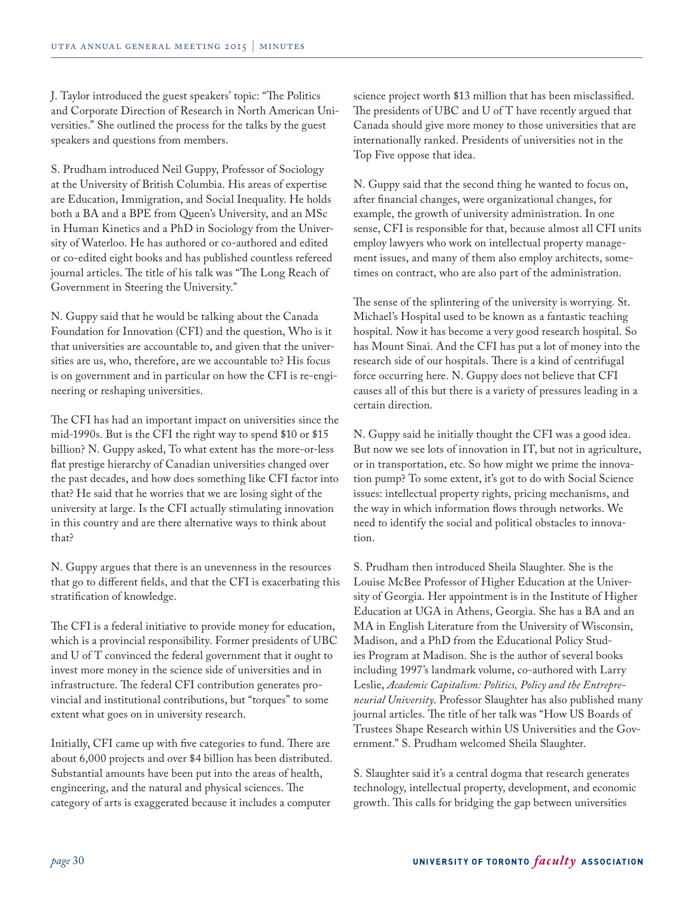J. Taylor introduced the guest speakers' topic: "The Politics and Corporate Direction of Research in North American Universities." She outlined the process for the talks by the guest speakers and questions from members.

S. Prudham introduced Neil Guppy, Professor of Sociology at the University of British Columbia. His areas of expertise are Education, Immigration, and Social Inequality. He holds both a BA and a BPE from Queen's University, and an MSc in Human Kinetics and a PhD in Sociology from the University of Waterloo. He has authored or co-authored and edited or co-edited eight books and has published countless refereed journal articles. The title of his talk was "The Long Reach of Government in Steering the University."

N. Guppy said that he would be talking about the Canada Foundation for Innovation (CFI) and the question, Who is it that universities are accountable to, and given that the universities are us, who, therefore, are we accountable to? His focus is on government and in particular on how the CFI is re-engineering or reshaping universities.

The CFI has had an important impact on universities since the mid-1990s. But is the CFI the right way to spend $10 or $15 billion? N. Guppy asked, To what extent has the more-or-less flat prestige hierarchy of Canadian universities changed over the past decades, and how does something like CFI factor into that? He said that he worries that we are losing sight of the university at large. Is the CFI actually stimulating innovation in this country and are there alternative ways to think about that?

N. Guppy argues that there is an unevenness in the resources that go to different fields, and that the CFI is exacerbating this stratification of knowledge.

The CFI is a federal initiative to provide money for education, which is a provincial responsibility. Former presidents of UBC and U of T convinced the federal government that it ought to invest more money in the science side of universities and in infrastructure. The federal CFI contribution generates provincial and institutional contributions, but "torques" to some extent what goes on in university research.

Initially, CFI came up with five categories to fund. There are about 6,000 projects and over $4 billion has been distributed. Substantial amounts have been put into the areas of health, engineering, and the natural and physical sciences. The category of arts is exaggerated because it includes a computer science project worth $13 million that has been misclassified. The presidents of UBC and U of T have recently argued that Canada should give more money to those universities that are internationally ranked. Presidents of universities not in the Top Five oppose that idea.

N. Guppy said that the second thing he wanted to focus on, after financial changes, were organizational changes, for example, the growth of university administration. In one sense, CFI is responsible for that, because almost all CFI units employ lawyers who work on intellectual property management issues, and many of them also employ architects, sometimes on contract, who are also part of the administration.

The sense of the splintering of the university is worrying. St. Michael's Hospital used to be known as a fantastic teaching hospital. Now it has become a very good research hospital. So has Mount Sinai. And the CFI has put a lot of money into the research side of our hospitals. There is a kind of centrifugal force occurring here. N. Guppy does not believe that CFI causes all of this but there is a variety of pressures leading in a certain direction.

N. Guppy said he initially thought the CFI was a good idea. But now we see lots of innovation in IT, but not in agriculture, or in transportation, etc. So how might we prime the innovation pump? To some extent, it's got to do with Social Science issues: intellectual property rights, pricing mechanisms, and the way in which information flows through networks. We need to identify the social and political obstacles to innovation.

S. Prudham then introduced Sheila Slaughter. She is the Louise McBee Professor of Higher Education at the University of Georgia. Her appointment is in the Institute of Higher Education at UGA in Athens, Georgia. She has a BA and an MA in English Literature from the University of Wisconsin, Madison, and a PhD from the Educational Policy Studies Program at Madison. She is the author of several books including 1997's landmark volume, co-authored with Larry Leslie, *Academic Capitalism: Politics, Policy and the Entrepreneurial University*. Professor Slaughter has also published many journal articles. The title of her talk was "How US Boards of Trustees Shape Research within US Universities and the Government." S. Prudham welcomed Sheila Slaughter.

S. Slaughter said it's a central dogma that research generates technology, intellectual property, development, and economic growth. This calls for bridging the gap between universities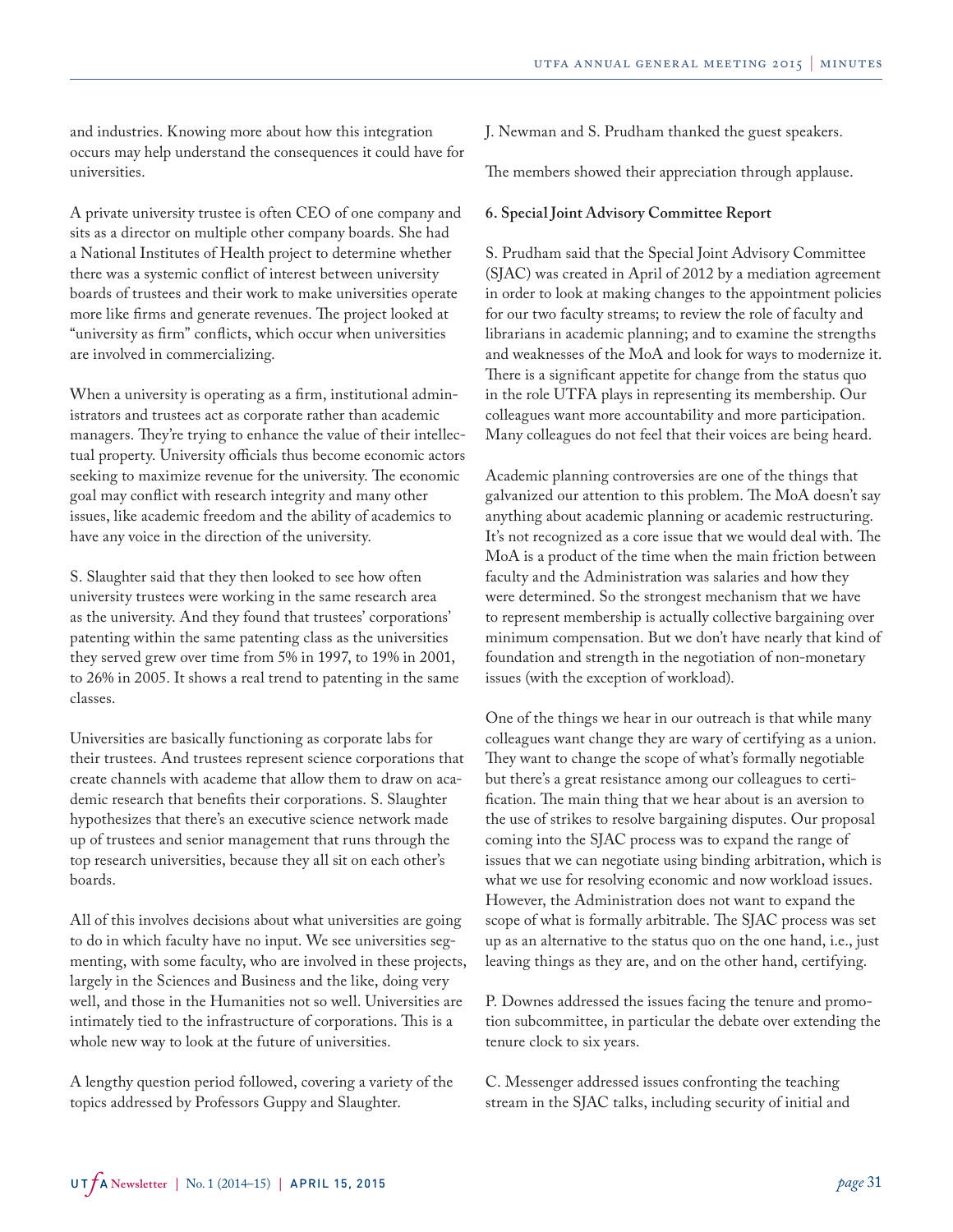and industries. Knowing more about how this integration occurs may help understand the consequences it could have for universities.

A private university trustee is often CEO of one company and sits as a director on multiple other company boards. She had a National Institutes of Health project to determine whether there was a systemic conflict of interest between university boards of trustees and their work to make universities operate more like firms and generate revenues. The project looked at "university as firm" conflicts, which occur when universities are involved in commercializing.

When a university is operating as a firm, institutional administrators and trustees act as corporate rather than academic managers. They're trying to enhance the value of their intellectual property. University officials thus become economic actors seeking to maximize revenue for the university. The economic goal may conflict with research integrity and many other issues, like academic freedom and the ability of academics to have any voice in the direction of the university.

S. Slaughter said that they then looked to see how often university trustees were working in the same research area as the university. And they found that trustees' corporations' patenting within the same patenting class as the universities they served grew over time from 5% in 1997, to 19% in 2001, to 26% in 2005. It shows a real trend to patenting in the same classes.

Universities are basically functioning as corporate labs for their trustees. And trustees represent science corporations that create channels with academe that allow them to draw on academic research that benefits their corporations. S. Slaughter hypothesizes that there's an executive science network made up of trustees and senior management that runs through the top research universities, because they all sit on each other's boards.

All of this involves decisions about what universities are going to do in which faculty have no input. We see universities segmenting, with some faculty, who are involved in these projects, largely in the Sciences and Business and the like, doing very well, and those in the Humanities not so well. Universities are intimately tied to the infrastructure of corporations. This is a whole new way to look at the future of universities.

A lengthy question period followed, covering a variety of the topics addressed by Professors Guppy and Slaughter.

J. Newman and S. Prudham thanked the guest speakers.

The members showed their appreciation through applause.

**6. Special Joint Advisory Committee Report**

S. Prudham said that the Special Joint Advisory Committee (SJAC) was created in April of 2012 by a mediation agreement in order to look at making changes to the appointment policies for our two faculty streams; to review the role of faculty and librarians in academic planning; and to examine the strengths and weaknesses of the MoA and look for ways to modernize it. There is a significant appetite for change from the status quo in the role UTFA plays in representing its membership. Our colleagues want more accountability and more participation. Many colleagues do not feel that their voices are being heard.

Academic planning controversies are one of the things that galvanized our attention to this problem. The MoA doesn't say anything about academic planning or academic restructuring. It's not recognized as a core issue that we would deal with. The MoA is a product of the time when the main friction between faculty and the Administration was salaries and how they were determined. So the strongest mechanism that we have to represent membership is actually collective bargaining over minimum compensation. But we don't have nearly that kind of foundation and strength in the negotiation of non-monetary issues (with the exception of workload).

One of the things we hear in our outreach is that while many colleagues want change they are wary of certifying as a union. They want to change the scope of what's formally negotiable but there's a great resistance among our colleagues to certification. The main thing that we hear about is an aversion to the use of strikes to resolve bargaining disputes. Our proposal coming into the SJAC process was to expand the range of issues that we can negotiate using binding arbitration, which is what we use for resolving economic and now workload issues. However, the Administration does not want to expand the scope of what is formally arbitrable. The SJAC process was set up as an alternative to the status quo on the one hand, i.e., just leaving things as they are, and on the other hand, certifying.

P. Downes addressed the issues facing the tenure and promotion subcommittee, in particular the debate over extending the tenure clock to six years.

C. Messenger addressed issues confronting the teaching stream in the SJAC talks, including security of initial and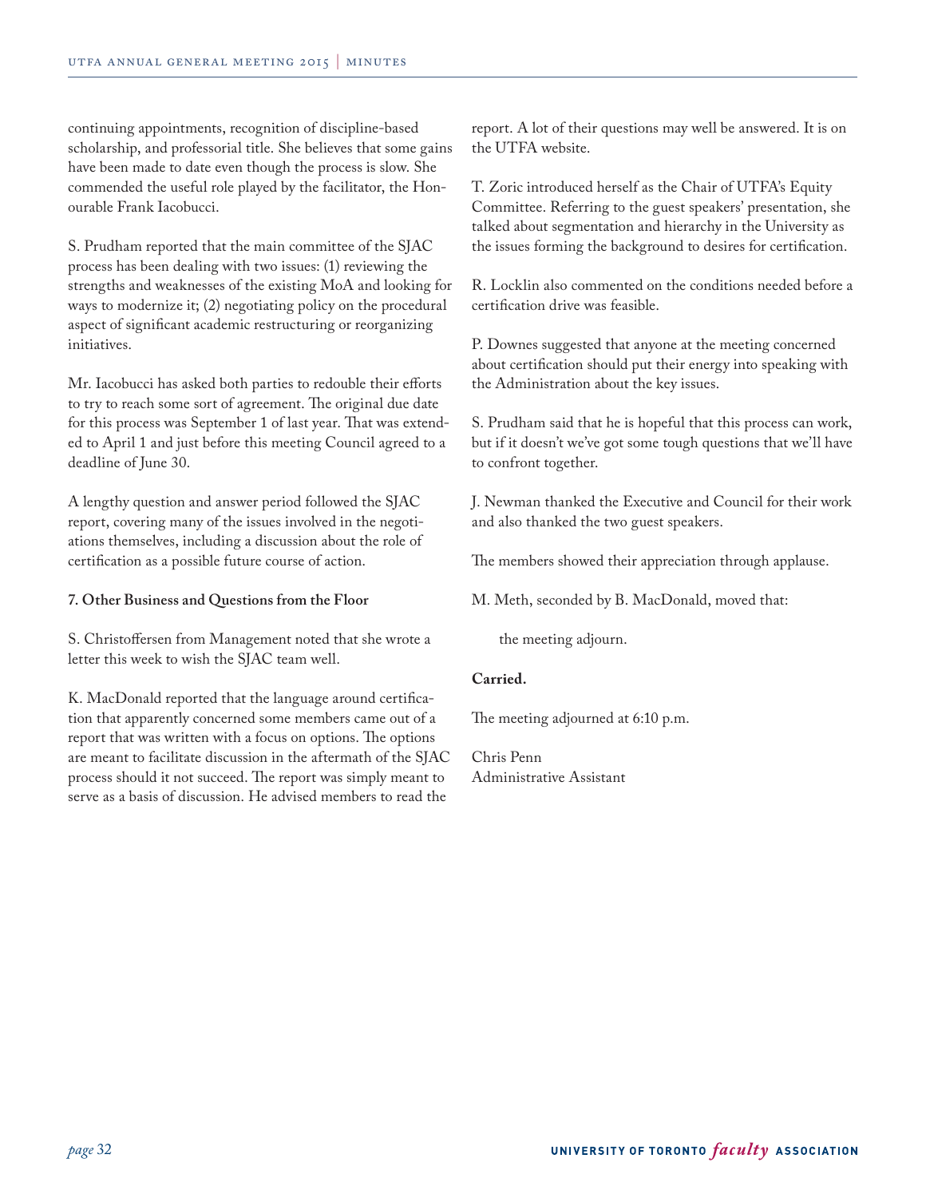continuing appointments, recognition of discipline-based scholarship, and professorial title. She believes that some gains have been made to date even though the process is slow. She commended the useful role played by the facilitator, the Honourable Frank Iacobucci.

S. Prudham reported that the main committee of the SJAC process has been dealing with two issues: (1) reviewing the strengths and weaknesses of the existing MoA and looking for ways to modernize it; (2) negotiating policy on the procedural aspect of significant academic restructuring or reorganizing initiatives.

Mr. Iacobucci has asked both parties to redouble their efforts to try to reach some sort of agreement. The original due date for this process was September 1 of last year. That was extended to April 1 and just before this meeting Council agreed to a deadline of June 30.

A lengthy question and answer period followed the SJAC report, covering many of the issues involved in the negotiations themselves, including a discussion about the role of certification as a possible future course of action.

**7. Other Business and Questions from the Floor**

S. Christoffersen from Management noted that she wrote a letter this week to wish the SJAC team well.

K. MacDonald reported that the language around certification that apparently concerned some members came out of a report that was written with a focus on options. The options are meant to facilitate discussion in the aftermath of the SJAC process should it not succeed. The report was simply meant to serve as a basis of discussion. He advised members to read the report. A lot of their questions may well be answered. It is on the UTFA website.

T. Zoric introduced herself as the Chair of UTFA's Equity Committee. Referring to the guest speakers' presentation, she talked about segmentation and hierarchy in the University as the issues forming the background to desires for certification.

R. Locklin also commented on the conditions needed before a certification drive was feasible.

P. Downes suggested that anyone at the meeting concerned about certification should put their energy into speaking with the Administration about the key issues.

S. Prudham said that he is hopeful that this process can work, but if it doesn't we've got some tough questions that we'll have to confront together.

J. Newman thanked the Executive and Council for their work and also thanked the two guest speakers.

The members showed their appreciation through applause.

M. Meth, seconded by B. MacDonald, moved that:

> the meeting adjourn.

**Carried.**

The meeting adjourned at 6:10 p.m.

Chris Penn
Administrative Assistant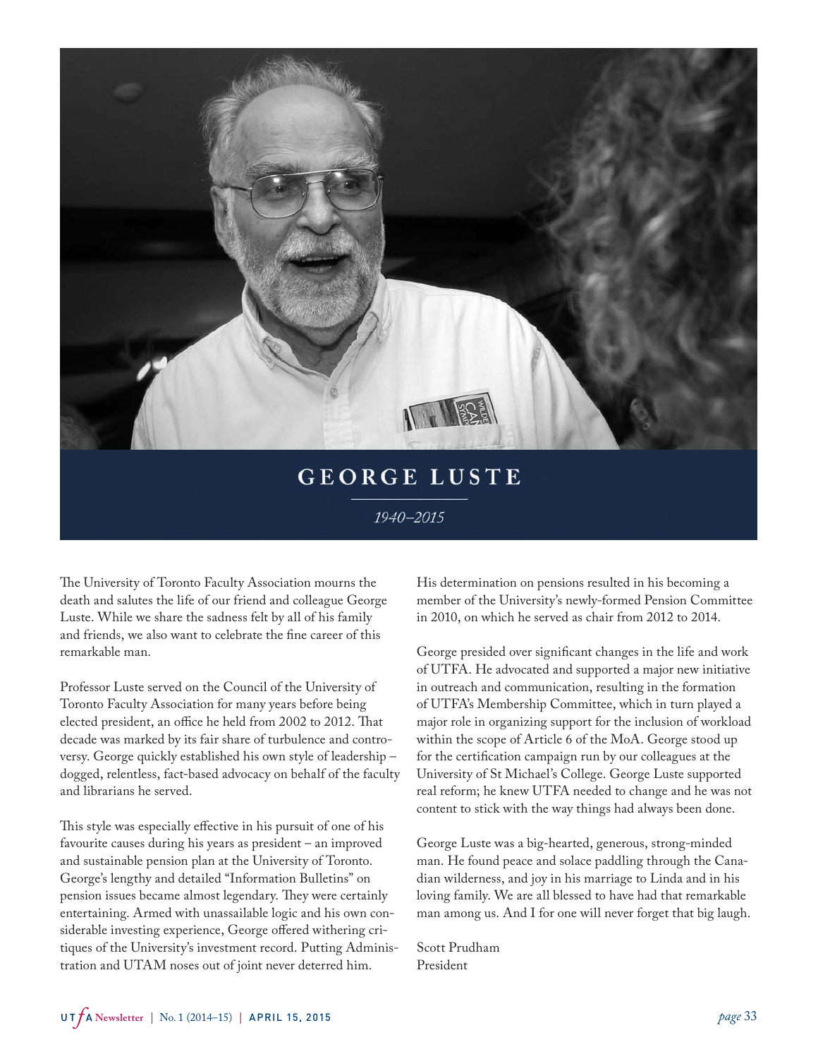# GEORGE LUSTE

*1940–2015*

The University of Toronto Faculty Association mourns the death and salutes the life of our friend and colleague George Luste. While we share the sadness felt by all of his family and friends, we also want to celebrate the fine career of this remarkable man.

Professor Luste served on the Council of the University of Toronto Faculty Association for many years before being elected president, an office he held from 2002 to 2012. That decade was marked by its fair share of turbulence and controversy. George quickly established his own style of leadership – dogged, relentless, fact-based advocacy on behalf of the faculty and librarians he served.

This style was especially effective in his pursuit of one of his favourite causes during his years as president – an improved and sustainable pension plan at the University of Toronto. George's lengthy and detailed "Information Bulletins" on pension issues became almost legendary. They were certainly entertaining. Armed with unassailable logic and his own considerable investing experience, George offered withering critiques of the University's investment record. Putting Administration and UTAM noses out of joint never deterred him.

His determination on pensions resulted in his becoming a member of the University's newly-formed Pension Committee in 2010, on which he served as chair from 2012 to 2014.

George presided over significant changes in the life and work of UTFA. He advocated and supported a major new initiative in outreach and communication, resulting in the formation of UTFA's Membership Committee, which in turn played a major role in organizing support for the inclusion of workload within the scope of Article 6 of the MoA. George stood up for the certification campaign run by our colleagues at the University of St Michael's College. George Luste supported real reform; he knew UTFA needed to change and he was not content to stick with the way things had always been done.

George Luste was a big-hearted, generous, strong-minded man. He found peace and solace paddling through the Canadian wilderness, and joy in his marriage to Linda and in his loving family. We are all blessed to have had that remarkable man among us. And I for one will never forget that big laugh.

Scott Prudham  
President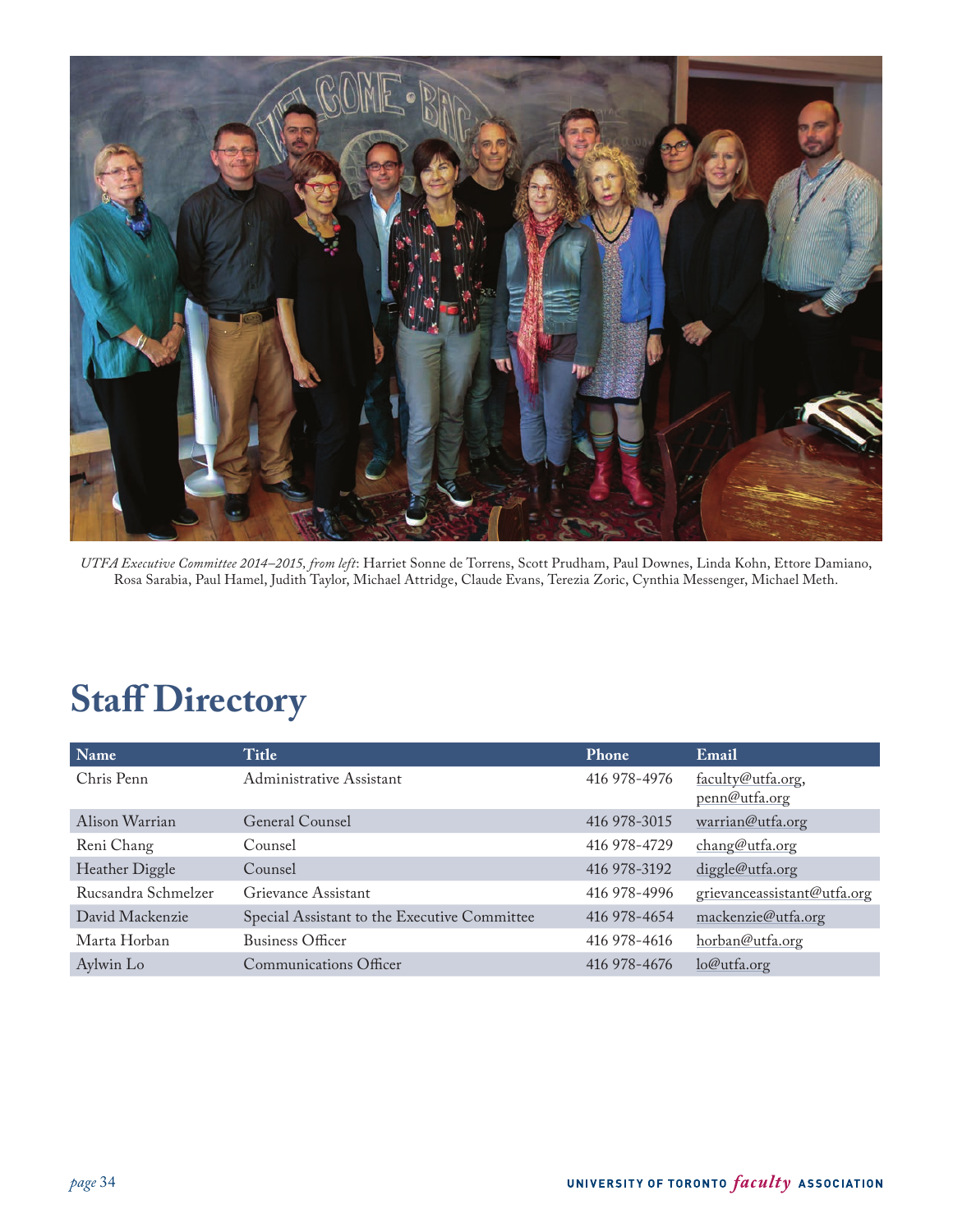*UTFA Executive Committee 2014–2015, from left*: Harriet Sonne de Torrens, Scott Prudham, Paul Downes, Linda Kohn, Ettore Damiano, Rosa Sarabia, Paul Hamel, Judith Taylor, Michael Attridge, Claude Evans, Terezia Zoric, Cynthia Messenger, Michael Meth.

# Staff Directory

| Name | Title | Phone | Email |
|---|---|---|---|
| Chris Penn | Administrative Assistant | 416 978-4976 | faculty@utfa.org, penn@utfa.org |
| Alison Warrian | General Counsel | 416 978-3015 | warrian@utfa.org |
| Reni Chang | Counsel | 416 978-4729 | chang@utfa.org |
| Heather Diggle | Counsel | 416 978-3192 | diggle@utfa.org |
| Rucsandra Schmelzer | Grievance Assistant | 416 978-4996 | grievanceassistant@utfa.org |
| David Mackenzie | Special Assistant to the Executive Committee | 416 978-4654 | mackenzie@utfa.org |
| Marta Horban | Business Officer | 416 978-4616 | horban@utfa.org |
| Aylwin Lo | Communications Officer | 416 978-4676 | lo@utfa.org |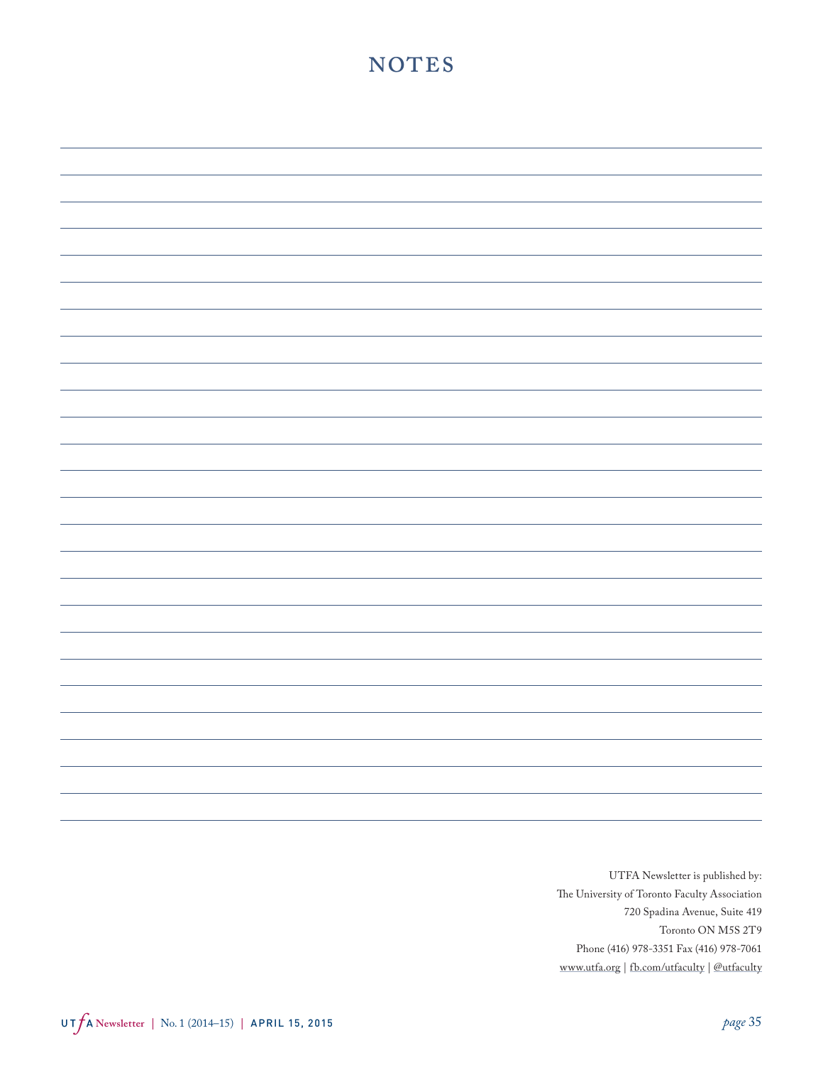# NOTES

UTFA Newsletter is published by:
The University of Toronto Faculty Association
720 Spadina Avenue, Suite 419
Toronto ON M5S 2T9
Phone (416) 978-3351 Fax (416) 978-7061
www.utfa.org | fb.com/utfaculty | @utfaculty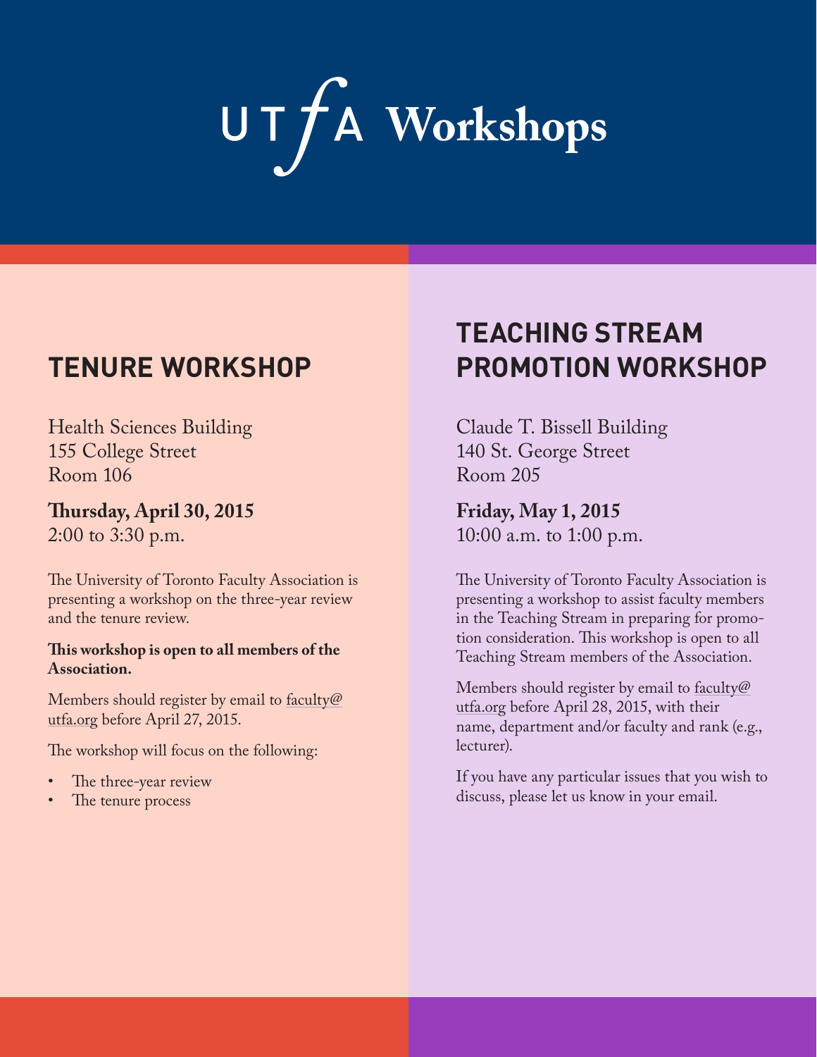# UTfA Workshops

## TENURE WORKSHOP

Health Sciences Building
155 College Street
Room 106

**Thursday, April 30, 2015**
2:00 to 3:30 p.m.

The University of Toronto Faculty Association is presenting a workshop on the three-year review and the tenure review.

**This workshop is open to all members of the Association.**

Members should register by email to faculty@utfa.org before April 27, 2015.

The workshop will focus on the following:

- The three-year review
- The tenure process

## TEACHING STREAM PROMOTION WORKSHOP

Claude T. Bissell Building
140 St. George Street
Room 205

**Friday, May 1, 2015**
10:00 a.m. to 1:00 p.m.

The University of Toronto Faculty Association is presenting a workshop to assist faculty members in the Teaching Stream in preparing for promotion consideration. This workshop is open to all Teaching Stream members of the Association.

Members should register by email to faculty@utfa.org before April 28, 2015, with their name, department and/or faculty and rank (e.g., lecturer).

If you have any particular issues that you wish to discuss, please let us know in your email.